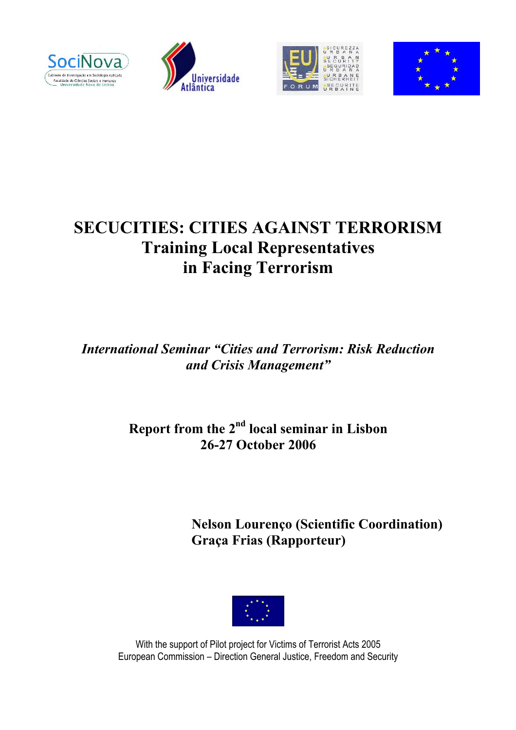# SECUCITIES: CITIES AGAINST TERRORISM
## Training Local Representatives in Facing Terrorism

*International Seminar "Cities and Terrorism: Risk Reduction and Crisis Management"*

**Report from the 2nd local seminar in Lisbon**
**26-27 October 2006**

**Nelson Lourenço (Scientific Coordination)**
**Graça Frias (Rapporteur)**

With the support of Pilot project for Victims of Terrorist Acts 2005
European Commission – Direction General Justice, Freedom and Security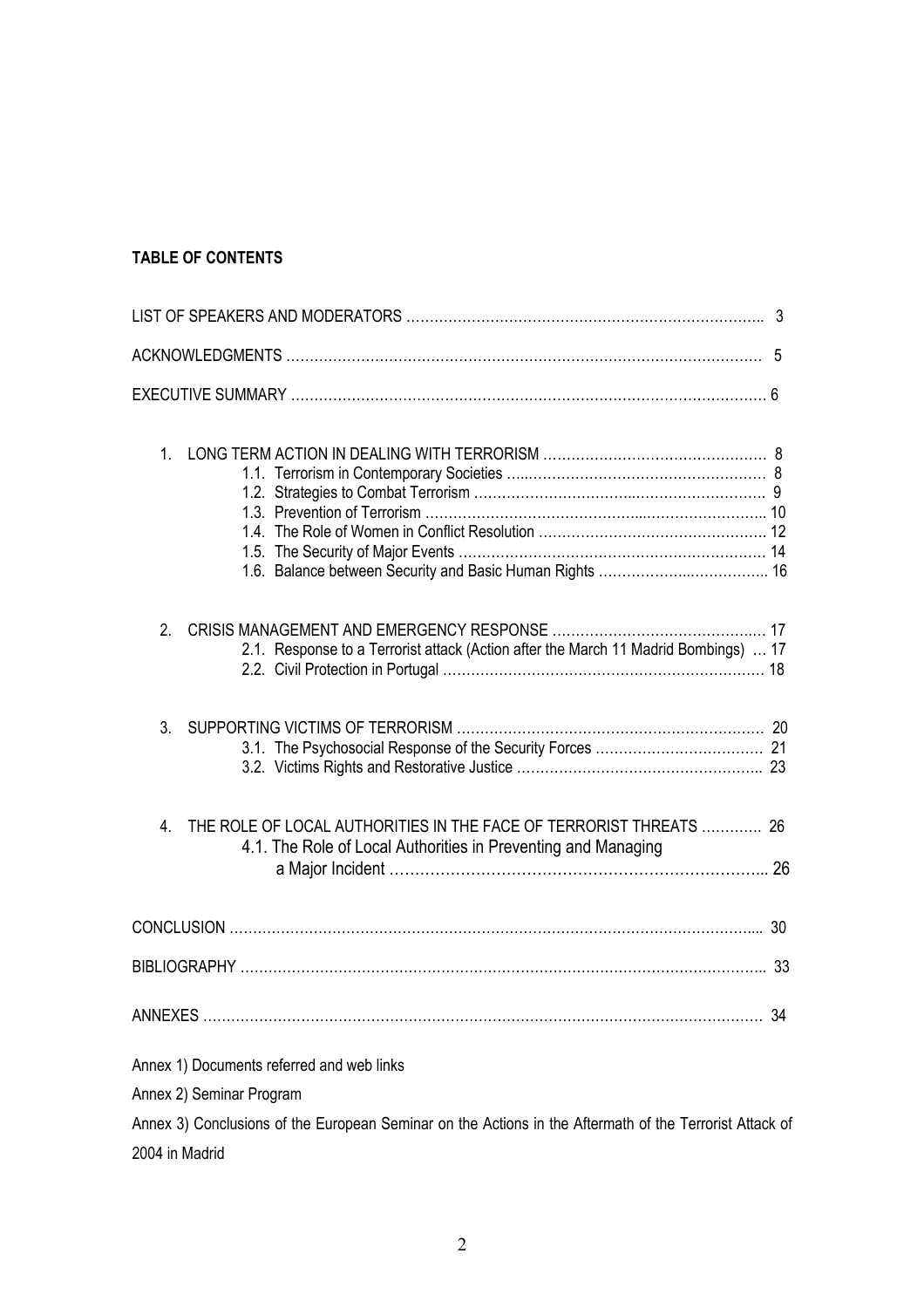**TABLE OF CONTENTS**

LIST OF SPEAKERS AND MODERATORS ………………………………………………………………….. 3

ACKNOWLEDGMENTS ………………………………………………………………………………………… 5

EXECUTIVE SUMMARY ……………………………………………………………………………………… 6

1. LONG TERM ACTION IN DEALING WITH TERRORISM ………………………………………… 8
   - 1.1. Terrorism in Contemporary Societies ………………………………………………… 8
   - 1.2. Strategies to Combat Terrorism ……………………………………………………… 9
   - 1.3. Prevention of Terrorism ……………………………………………………………….. 10
   - 1.4. The Role of Women in Conflict Resolution …………………………………………… 12
   - 1.5. The Security of Major Events ………………………………………………………… 14
   - 1.6. Balance between Security and Basic Human Rights ………………………………….. 16

2. CRISIS MANAGEMENT AND EMERGENCY RESPONSE ……………………………………… 17
   - 2.1. Response to a Terrorist attack (Action after the March 11 Madrid Bombings) … 17
   - 2.2. Civil Protection in Portugal …………………………………………………………… 18

3. SUPPORTING VICTIMS OF TERRORISM ………………………………………………………… 20
   - 3.1. The Psychosocial Response of the Security Forces …………………………………. 21
   - 3.2. Victims Rights and Restorative Justice ……………………………………………….. 23

4. THE ROLE OF LOCAL AUTHORITIES IN THE FACE OF TERRORIST THREATS …………. 26
   - 4.1. The Role of Local Authorities in Preventing and Managing a Major Incident ………………………………………………………………... 26

CONCLUSION …………………………………………………………………………………………... 30

BIBLIOGRAPHY ………………………………………………………………………………………….. 33

ANNEXES ………………………………………………………………………………………………… 34

Annex 1) Documents referred and web links

Annex 2) Seminar Program

Annex 3) Conclusions of the European Seminar on the Actions in the Aftermath of the Terrorist Attack of 2004 in Madrid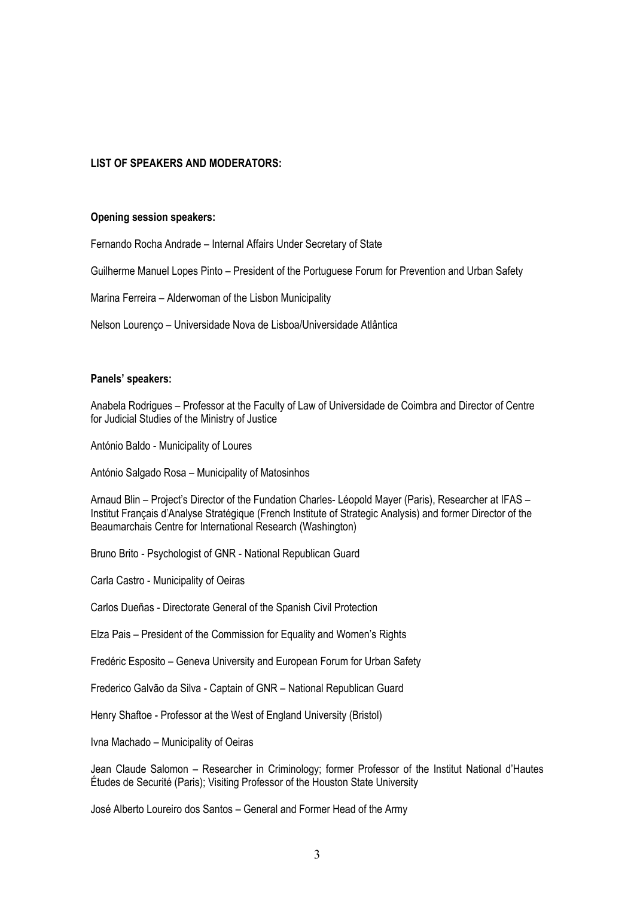**LIST OF SPEAKERS AND MODERATORS:**

**Opening session speakers:**

Fernando Rocha Andrade – Internal Affairs Under Secretary of State

Guilherme Manuel Lopes Pinto – President of the Portuguese Forum for Prevention and Urban Safety

Marina Ferreira – Alderwoman of the Lisbon Municipality

Nelson Lourenço – Universidade Nova de Lisboa/Universidade Atlântica

**Panels' speakers:**

Anabela Rodrigues – Professor at the Faculty of Law of Universidade de Coimbra and Director of Centre for Judicial Studies of the Ministry of Justice

António Baldo - Municipality of Loures

António Salgado Rosa – Municipality of Matosinhos

Arnaud Blin – Project's Director of the Fundation Charles- Léopold Mayer (Paris), Researcher at IFAS – Institut Français d'Analyse Stratégique (French Institute of Strategic Analysis) and former Director of the Beaumarchais Centre for International Research (Washington)

Bruno Brito - Psychologist of GNR - National Republican Guard

Carla Castro - Municipality of Oeiras

Carlos Dueñas - Directorate General of the Spanish Civil Protection

Elza Pais – President of the Commission for Equality and Women's Rights

Fredéric Esposito – Geneva University and European Forum for Urban Safety

Frederico Galvão da Silva - Captain of GNR – National Republican Guard

Henry Shaftoe - Professor at the West of England University (Bristol)

Ivna Machado – Municipality of Oeiras

Jean Claude Salomon – Researcher in Criminology; former Professor of the Institut National d'Hautes Études de Securité (Paris); Visiting Professor of the Houston State University

José Alberto Loureiro dos Santos – General and Former Head of the Army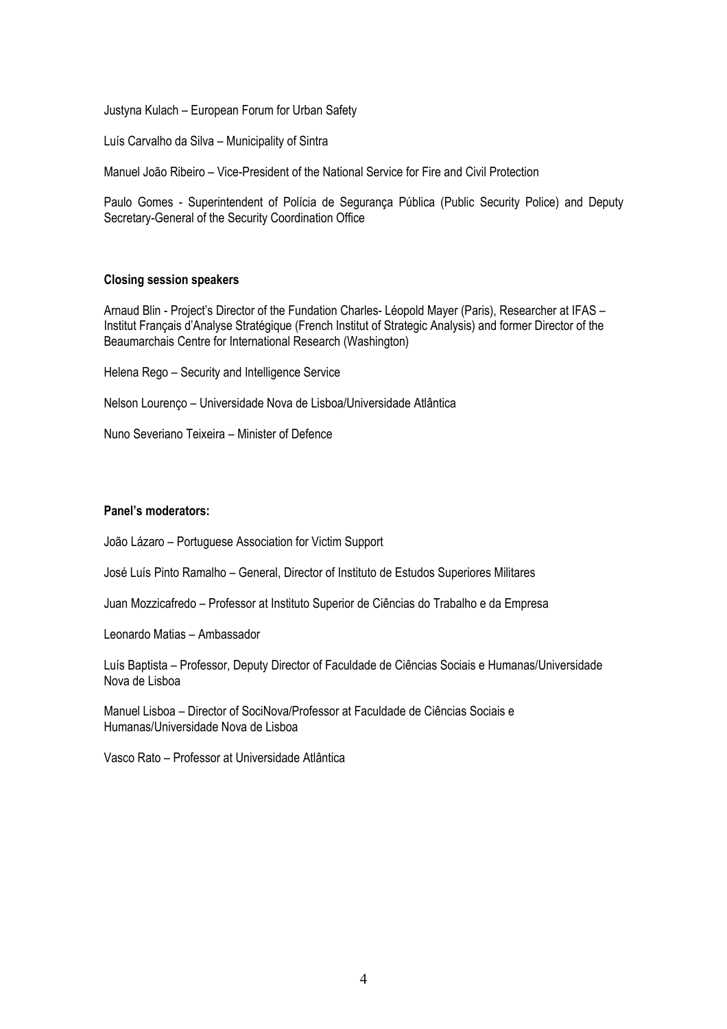Justyna Kulach – European Forum for Urban Safety

Luís Carvalho da Silva – Municipality of Sintra

Manuel João Ribeiro – Vice-President of the National Service for Fire and Civil Protection

Paulo Gomes - Superintendent of Polícia de Segurança Pública (Public Security Police) and Deputy Secretary-General of the Security Coordination Office

**Closing session speakers**

Arnaud Blin - Project's Director of the Fundation Charles- Léopold Mayer (Paris), Researcher at IFAS – Institut Français d'Analyse Stratégique (French Institut of Strategic Analysis) and former Director of the Beaumarchais Centre for International Research (Washington)

Helena Rego – Security and Intelligence Service

Nelson Lourenço – Universidade Nova de Lisboa/Universidade Atlântica

Nuno Severiano Teixeira – Minister of Defence

**Panel's moderators:**

João Lázaro – Portuguese Association for Victim Support

José Luís Pinto Ramalho – General, Director of Instituto de Estudos Superiores Militares

Juan Mozzicafredo – Professor at Instituto Superior de Ciências do Trabalho e da Empresa

Leonardo Matias – Ambassador

Luís Baptista – Professor, Deputy Director of Faculdade de Ciências Sociais e Humanas/Universidade Nova de Lisboa

Manuel Lisboa – Director of SociNova/Professor at Faculdade de Ciências Sociais e Humanas/Universidade Nova de Lisboa

Vasco Rato – Professor at Universidade Atlântica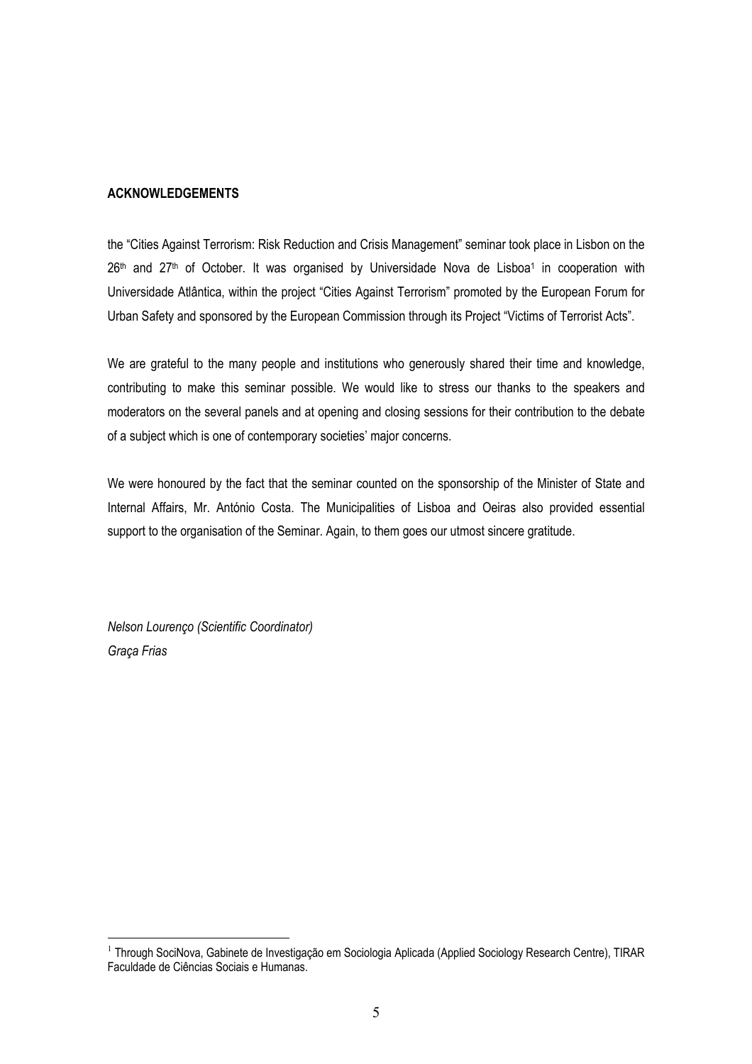**ACKNOWLEDGEMENTS**

the "Cities Against Terrorism: Risk Reduction and Crisis Management" seminar took place in Lisbon on the 26th and 27th of October. It was organised by Universidade Nova de Lisboa[1] in cooperation with Universidade Atlântica, within the project "Cities Against Terrorism" promoted by the European Forum for Urban Safety and sponsored by the European Commission through its Project "Victims of Terrorist Acts".

We are grateful to the many people and institutions who generously shared their time and knowledge, contributing to make this seminar possible. We would like to stress our thanks to the speakers and moderators on the several panels and at opening and closing sessions for their contribution to the debate of a subject which is one of contemporary societies' major concerns.

We were honoured by the fact that the seminar counted on the sponsorship of the Minister of State and Internal Affairs, Mr. António Costa. The Municipalities of Lisboa and Oeiras also provided essential support to the organisation of the Seminar. Again, to them goes our utmost sincere gratitude.

*Nelson Lourenço (Scientific Coordinator)*
*Graça Frias*

---

[1] Through SociNova, Gabinete de Investigação em Sociologia Aplicada (Applied Sociology Research Centre), TIRAR Faculdade de Ciências Sociais e Humanas.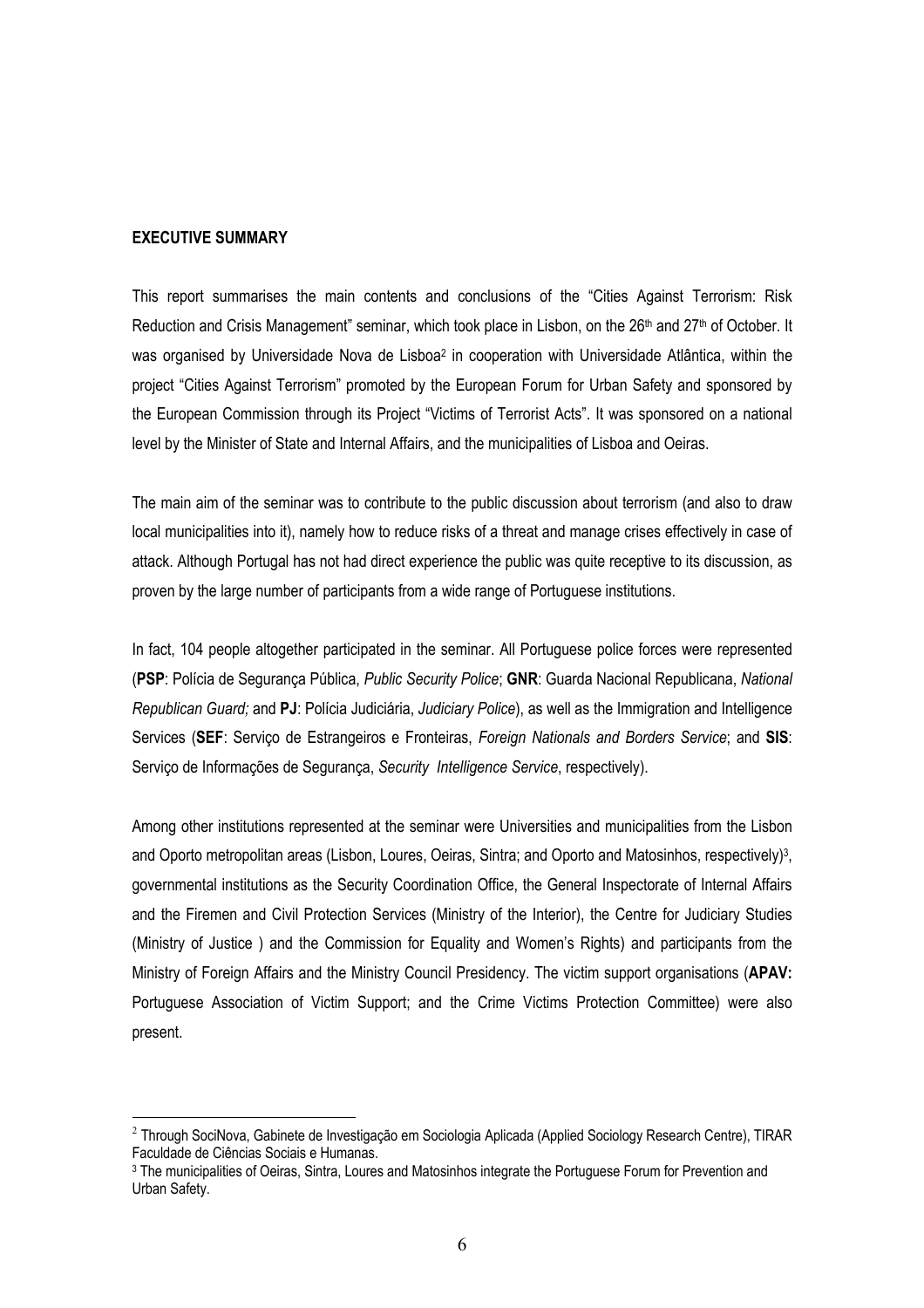**EXECUTIVE SUMMARY**

This report summarises the main contents and conclusions of the "Cities Against Terrorism: Risk Reduction and Crisis Management" seminar, which took place in Lisbon, on the 26th and 27th of October. It was organised by Universidade Nova de Lisboa[2] in cooperation with Universidade Atlântica, within the project "Cities Against Terrorism" promoted by the European Forum for Urban Safety and sponsored by the European Commission through its Project "Victims of Terrorist Acts". It was sponsored on a national level by the Minister of State and Internal Affairs, and the municipalities of Lisboa and Oeiras.

The main aim of the seminar was to contribute to the public discussion about terrorism (and also to draw local municipalities into it), namely how to reduce risks of a threat and manage crises effectively in case of attack. Although Portugal has not had direct experience the public was quite receptive to its discussion, as proven by the large number of participants from a wide range of Portuguese institutions.

In fact, 104 people altogether participated in the seminar. All Portuguese police forces were represented (**PSP**: Polícia de Segurança Pública, *Public Security Police*; **GNR**: Guarda Nacional Republicana, *National Republican Guard;* and **PJ**: Polícia Judiciária, *Judiciary Police*), as well as the Immigration and Intelligence Services (**SEF**: Serviço de Estrangeiros e Fronteiras, *Foreign Nationals and Borders Service*; and **SIS**: Serviço de Informações de Segurança, *Security Intelligence Service*, respectively).

Among other institutions represented at the seminar were Universities and municipalities from the Lisbon and Oporto metropolitan areas (Lisbon, Loures, Oeiras, Sintra; and Oporto and Matosinhos, respectively)[3], governmental institutions as the Security Coordination Office, the General Inspectorate of Internal Affairs and the Firemen and Civil Protection Services (Ministry of the Interior), the Centre for Judiciary Studies (Ministry of Justice ) and the Commission for Equality and Women's Rights) and participants from the Ministry of Foreign Affairs and the Ministry Council Presidency. The victim support organisations (**APAV:** Portuguese Association of Victim Support; and the Crime Victims Protection Committee) were also present.

---

[2] Through SociNova, Gabinete de Investigação em Sociologia Aplicada (Applied Sociology Research Centre), TIRAR Faculdade de Ciências Sociais e Humanas.

[3] The municipalities of Oeiras, Sintra, Loures and Matosinhos integrate the Portuguese Forum for Prevention and Urban Safety.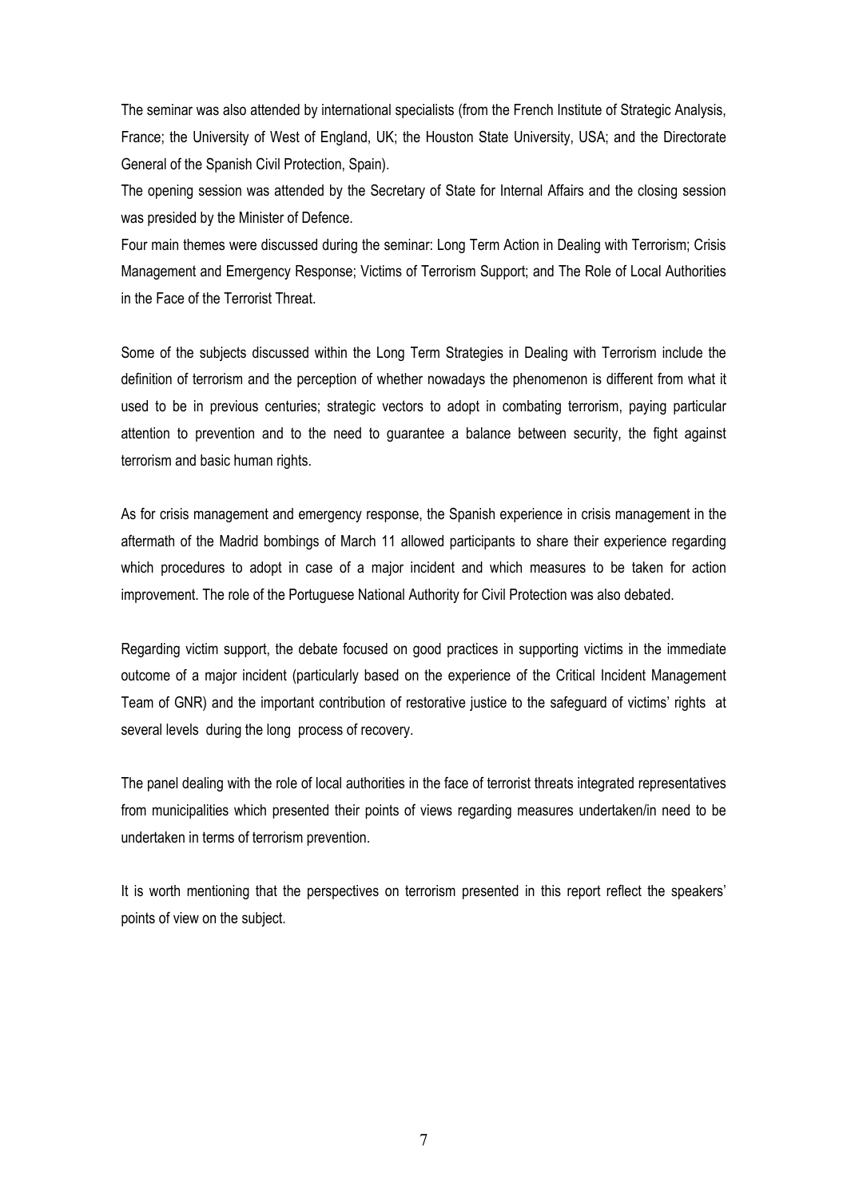The seminar was also attended by international specialists (from the French Institute of Strategic Analysis, France; the University of West of England, UK; the Houston State University, USA; and the Directorate General of the Spanish Civil Protection, Spain).

The opening session was attended by the Secretary of State for Internal Affairs and the closing session was presided by the Minister of Defence.

Four main themes were discussed during the seminar: Long Term Action in Dealing with Terrorism; Crisis Management and Emergency Response; Victims of Terrorism Support; and The Role of Local Authorities in the Face of the Terrorist Threat.

Some of the subjects discussed within the Long Term Strategies in Dealing with Terrorism include the definition of terrorism and the perception of whether nowadays the phenomenon is different from what it used to be in previous centuries; strategic vectors to adopt in combating terrorism, paying particular attention to prevention and to the need to guarantee a balance between security, the fight against terrorism and basic human rights.

As for crisis management and emergency response, the Spanish experience in crisis management in the aftermath of the Madrid bombings of March 11 allowed participants to share their experience regarding which procedures to adopt in case of a major incident and which measures to be taken for action improvement. The role of the Portuguese National Authority for Civil Protection was also debated.

Regarding victim support, the debate focused on good practices in supporting victims in the immediate outcome of a major incident (particularly based on the experience of the Critical Incident Management Team of GNR) and the important contribution of restorative justice to the safeguard of victims' rights at several levels during the long process of recovery.

The panel dealing with the role of local authorities in the face of terrorist threats integrated representatives from municipalities which presented their points of views regarding measures undertaken/in need to be undertaken in terms of terrorism prevention.

It is worth mentioning that the perspectives on terrorism presented in this report reflect the speakers' points of view on the subject.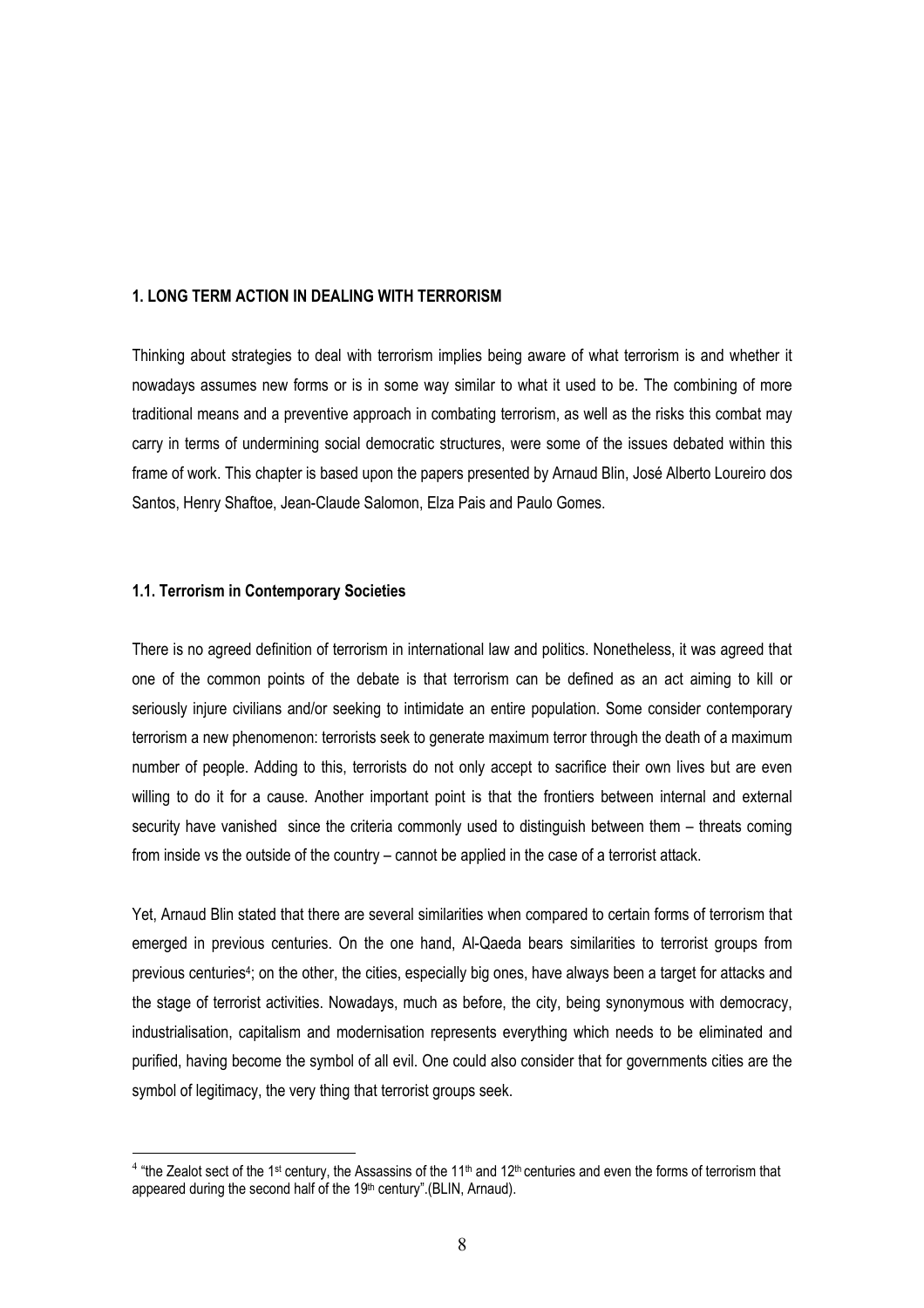## 1. LONG TERM ACTION IN DEALING WITH TERRORISM

Thinking about strategies to deal with terrorism implies being aware of what terrorism is and whether it nowadays assumes new forms or is in some way similar to what it used to be. The combining of more traditional means and a preventive approach in combating terrorism, as well as the risks this combat may carry in terms of undermining social democratic structures, were some of the issues debated within this frame of work. This chapter is based upon the papers presented by Arnaud Blin, José Alberto Loureiro dos Santos, Henry Shaftoe, Jean-Claude Salomon, Elza Pais and Paulo Gomes.

### 1.1. Terrorism in Contemporary Societies

There is no agreed definition of terrorism in international law and politics. Nonetheless, it was agreed that one of the common points of the debate is that terrorism can be defined as an act aiming to kill or seriously injure civilians and/or seeking to intimidate an entire population. Some consider contemporary terrorism a new phenomenon: terrorists seek to generate maximum terror through the death of a maximum number of people. Adding to this, terrorists do not only accept to sacrifice their own lives but are even willing to do it for a cause. Another important point is that the frontiers between internal and external security have vanished since the criteria commonly used to distinguish between them – threats coming from inside vs the outside of the country – cannot be applied in the case of a terrorist attack.

Yet, Arnaud Blin stated that there are several similarities when compared to certain forms of terrorism that emerged in previous centuries. On the one hand, Al-Qaeda bears similarities to terrorist groups from previous centuries[4]; on the other, the cities, especially big ones, have always been a target for attacks and the stage of terrorist activities. Nowadays, much as before, the city, being synonymous with democracy, industrialisation, capitalism and modernisation represents everything which needs to be eliminated and purified, having become the symbol of all evil. One could also consider that for governments cities are the symbol of legitimacy, the very thing that terrorist groups seek.

[4] "the Zealot sect of the 1st century, the Assassins of the 11th and 12th centuries and even the forms of terrorism that appeared during the second half of the 19th century".(BLIN, Arnaud).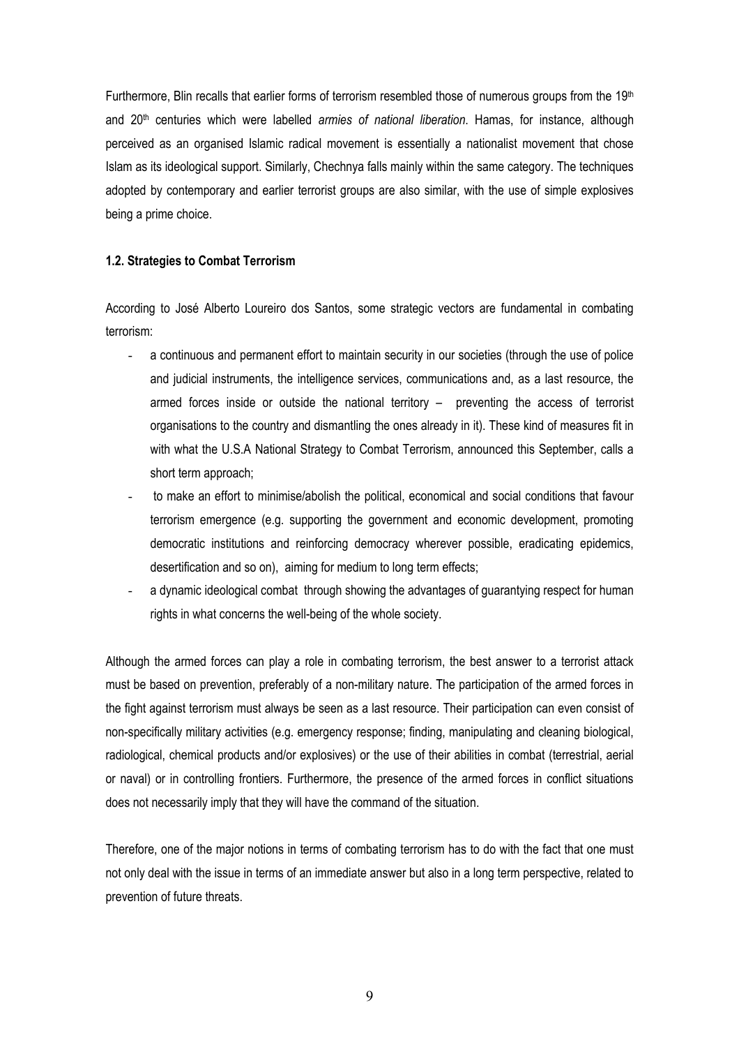Furthermore, Blin recalls that earlier forms of terrorism resembled those of numerous groups from the 19th and 20th centuries which were labelled *armies of national liberation.* Hamas, for instance, although perceived as an organised Islamic radical movement is essentially a nationalist movement that chose Islam as its ideological support. Similarly, Chechnya falls mainly within the same category. The techniques adopted by contemporary and earlier terrorist groups are also similar, with the use of simple explosives being a prime choice.

### 1.2. Strategies to Combat Terrorism

According to José Alberto Loureiro dos Santos, some strategic vectors are fundamental in combating terrorism:

- a continuous and permanent effort to maintain security in our societies (through the use of police and judicial instruments, the intelligence services, communications and, as a last resource, the armed forces inside or outside the national territory – preventing the access of terrorist organisations to the country and dismantling the ones already in it). These kind of measures fit in with what the U.S.A National Strategy to Combat Terrorism, announced this September, calls a short term approach;
- to make an effort to minimise/abolish the political, economical and social conditions that favour terrorism emergence (e.g. supporting the government and economic development, promoting democratic institutions and reinforcing democracy wherever possible, eradicating epidemics, desertification and so on), aiming for medium to long term effects;
- a dynamic ideological combat through showing the advantages of guarantying respect for human rights in what concerns the well-being of the whole society.

Although the armed forces can play a role in combating terrorism, the best answer to a terrorist attack must be based on prevention, preferably of a non-military nature. The participation of the armed forces in the fight against terrorism must always be seen as a last resource. Their participation can even consist of non-specifically military activities (e.g. emergency response; finding, manipulating and cleaning biological, radiological, chemical products and/or explosives) or the use of their abilities in combat (terrestrial, aerial or naval) or in controlling frontiers. Furthermore, the presence of the armed forces in conflict situations does not necessarily imply that they will have the command of the situation.

Therefore, one of the major notions in terms of combating terrorism has to do with the fact that one must not only deal with the issue in terms of an immediate answer but also in a long term perspective, related to prevention of future threats.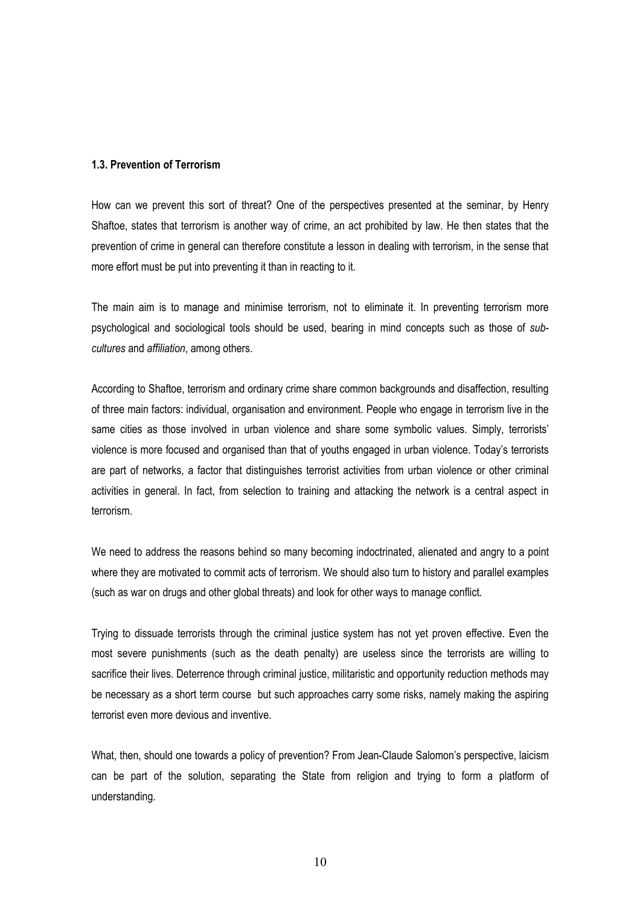### 1.3. Prevention of Terrorism

How can we prevent this sort of threat? One of the perspectives presented at the seminar, by Henry Shaftoe, states that terrorism is another way of crime, an act prohibited by law. He then states that the prevention of crime in general can therefore constitute a lesson in dealing with terrorism, in the sense that more effort must be put into preventing it than in reacting to it.

The main aim is to manage and minimise terrorism, not to eliminate it. In preventing terrorism more psychological and sociological tools should be used, bearing in mind concepts such as those of *sub-cultures* and *affiliation*, among others.

According to Shaftoe, terrorism and ordinary crime share common backgrounds and disaffection, resulting of three main factors: individual, organisation and environment. People who engage in terrorism live in the same cities as those involved in urban violence and share some symbolic values. Simply, terrorists' violence is more focused and organised than that of youths engaged in urban violence. Today's terrorists are part of networks, a factor that distinguishes terrorist activities from urban violence or other criminal activities in general. In fact, from selection to training and attacking the network is a central aspect in terrorism.

We need to address the reasons behind so many becoming indoctrinated, alienated and angry to a point where they are motivated to commit acts of terrorism. We should also turn to history and parallel examples (such as war on drugs and other global threats) and look for other ways to manage conflict.

Trying to dissuade terrorists through the criminal justice system has not yet proven effective. Even the most severe punishments (such as the death penalty) are useless since the terrorists are willing to sacrifice their lives. Deterrence through criminal justice, militaristic and opportunity reduction methods may be necessary as a short term course but such approaches carry some risks, namely making the aspiring terrorist even more devious and inventive.

What, then, should one towards a policy of prevention? From Jean-Claude Salomon's perspective, laicism can be part of the solution, separating the State from religion and trying to form a platform of understanding.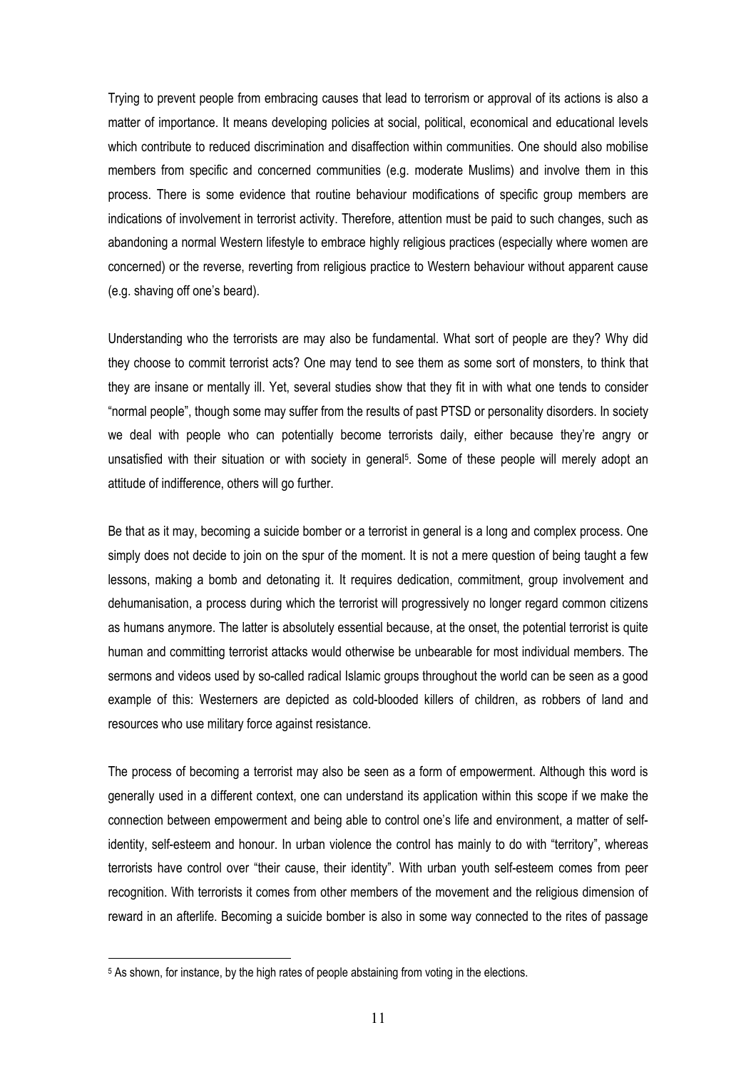Trying to prevent people from embracing causes that lead to terrorism or approval of its actions is also a matter of importance. It means developing policies at social, political, economical and educational levels which contribute to reduced discrimination and disaffection within communities. One should also mobilise members from specific and concerned communities (e.g. moderate Muslims) and involve them in this process. There is some evidence that routine behaviour modifications of specific group members are indications of involvement in terrorist activity. Therefore, attention must be paid to such changes, such as abandoning a normal Western lifestyle to embrace highly religious practices (especially where women are concerned) or the reverse, reverting from religious practice to Western behaviour without apparent cause (e.g. shaving off one's beard).

Understanding who the terrorists are may also be fundamental. What sort of people are they? Why did they choose to commit terrorist acts? One may tend to see them as some sort of monsters, to think that they are insane or mentally ill. Yet, several studies show that they fit in with what one tends to consider "normal people", though some may suffer from the results of past PTSD or personality disorders. In society we deal with people who can potentially become terrorists daily, either because they're angry or unsatisfied with their situation or with society in general[5]. Some of these people will merely adopt an attitude of indifference, others will go further.

Be that as it may, becoming a suicide bomber or a terrorist in general is a long and complex process. One simply does not decide to join on the spur of the moment. It is not a mere question of being taught a few lessons, making a bomb and detonating it. It requires dedication, commitment, group involvement and dehumanisation, a process during which the terrorist will progressively no longer regard common citizens as humans anymore. The latter is absolutely essential because, at the onset, the potential terrorist is quite human and committing terrorist attacks would otherwise be unbearable for most individual members. The sermons and videos used by so-called radical Islamic groups throughout the world can be seen as a good example of this: Westerners are depicted as cold-blooded killers of children, as robbers of land and resources who use military force against resistance.

The process of becoming a terrorist may also be seen as a form of empowerment. Although this word is generally used in a different context, one can understand its application within this scope if we make the connection between empowerment and being able to control one's life and environment, a matter of self-identity, self-esteem and honour. In urban violence the control has mainly to do with "territory", whereas terrorists have control over "their cause, their identity". With urban youth self-esteem comes from peer recognition. With terrorists it comes from other members of the movement and the religious dimension of reward in an afterlife. Becoming a suicide bomber is also in some way connected to the rites of passage

[5] As shown, for instance, by the high rates of people abstaining from voting in the elections.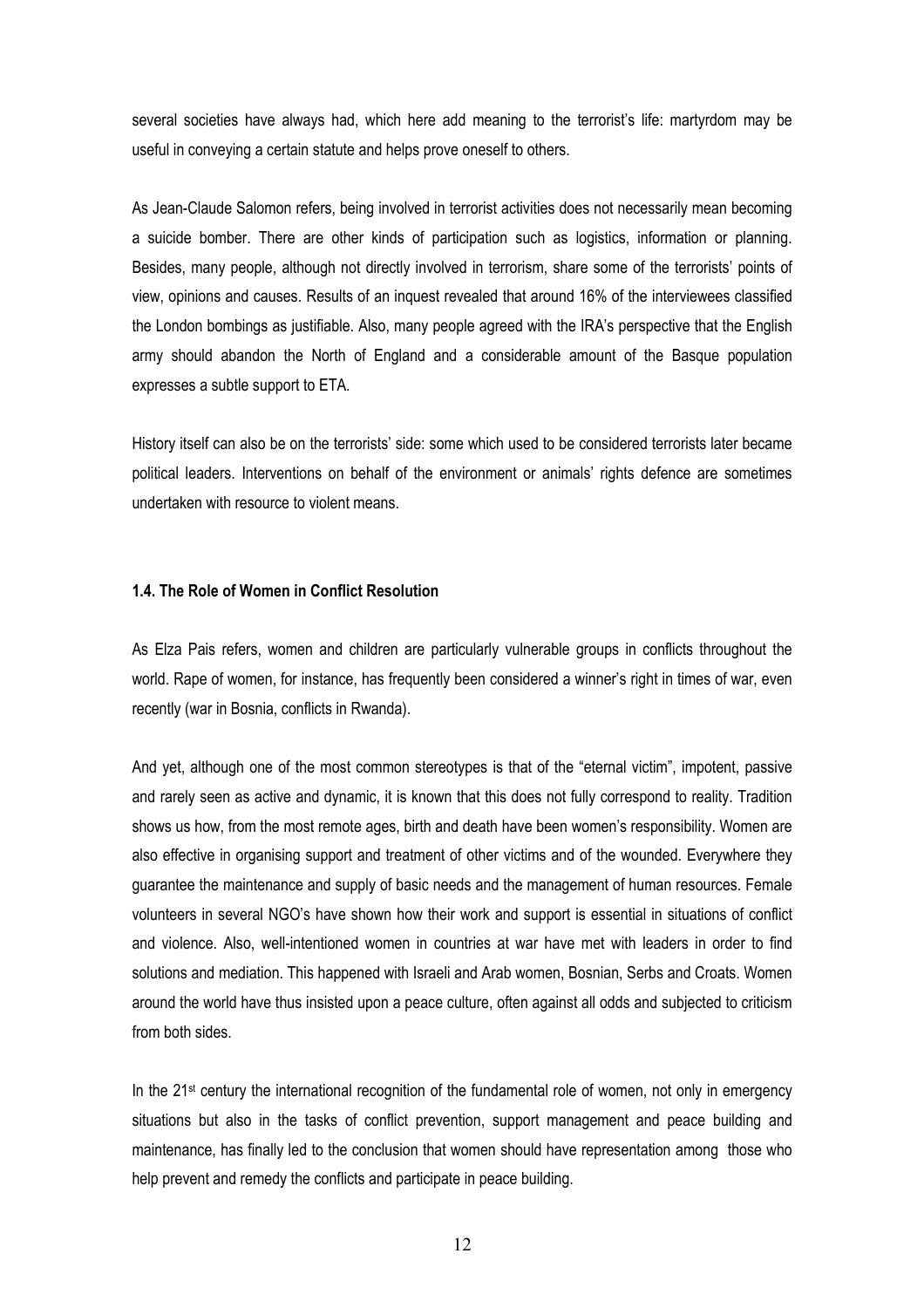several societies have always had, which here add meaning to the terrorist's life: martyrdom may be useful in conveying a certain statute and helps prove oneself to others.

As Jean-Claude Salomon refers, being involved in terrorist activities does not necessarily mean becoming a suicide bomber. There are other kinds of participation such as logistics, information or planning. Besides, many people, although not directly involved in terrorism, share some of the terrorists' points of view, opinions and causes. Results of an inquest revealed that around 16% of the interviewees classified the London bombings as justifiable. Also, many people agreed with the IRA's perspective that the English army should abandon the North of England and a considerable amount of the Basque population expresses a subtle support to ETA.

History itself can also be on the terrorists' side: some which used to be considered terrorists later became political leaders. Interventions on behalf of the environment or animals' rights defence are sometimes undertaken with resource to violent means.

### 1.4. The Role of Women in Conflict Resolution

As Elza Pais refers, women and children are particularly vulnerable groups in conflicts throughout the world. Rape of women, for instance, has frequently been considered a winner's right in times of war, even recently (war in Bosnia, conflicts in Rwanda).

And yet, although one of the most common stereotypes is that of the "eternal victim", impotent, passive and rarely seen as active and dynamic, it is known that this does not fully correspond to reality. Tradition shows us how, from the most remote ages, birth and death have been women's responsibility. Women are also effective in organising support and treatment of other victims and of the wounded. Everywhere they guarantee the maintenance and supply of basic needs and the management of human resources. Female volunteers in several NGO's have shown how their work and support is essential in situations of conflict and violence. Also, well-intentioned women in countries at war have met with leaders in order to find solutions and mediation. This happened with Israeli and Arab women, Bosnian, Serbs and Croats. Women around the world have thus insisted upon a peace culture, often against all odds and subjected to criticism from both sides.

In the 21st century the international recognition of the fundamental role of women, not only in emergency situations but also in the tasks of conflict prevention, support management and peace building and maintenance, has finally led to the conclusion that women should have representation among those who help prevent and remedy the conflicts and participate in peace building.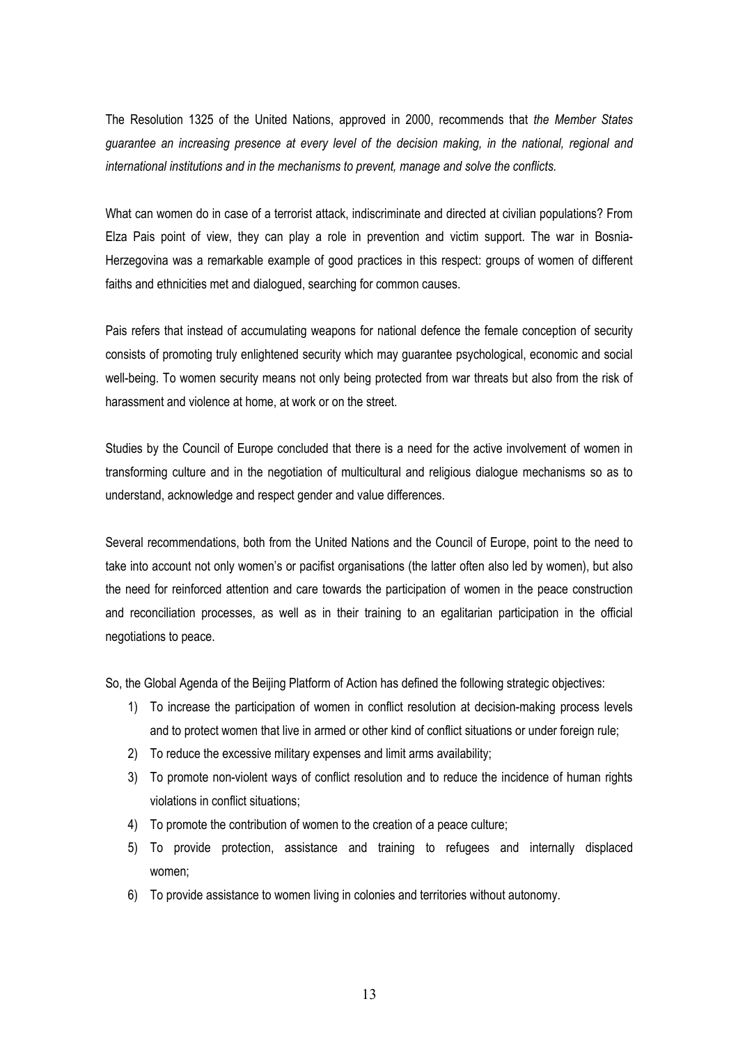The Resolution 1325 of the United Nations, approved in 2000, recommends that *the Member States guarantee an increasing presence at every level of the decision making, in the national, regional and international institutions and in the mechanisms to prevent, manage and solve the conflicts.*

What can women do in case of a terrorist attack, indiscriminate and directed at civilian populations? From Elza Pais point of view, they can play a role in prevention and victim support. The war in Bosnia-Herzegovina was a remarkable example of good practices in this respect: groups of women of different faiths and ethnicities met and dialogued, searching for common causes.

Pais refers that instead of accumulating weapons for national defence the female conception of security consists of promoting truly enlightened security which may guarantee psychological, economic and social well-being. To women security means not only being protected from war threats but also from the risk of harassment and violence at home, at work or on the street.

Studies by the Council of Europe concluded that there is a need for the active involvement of women in transforming culture and in the negotiation of multicultural and religious dialogue mechanisms so as to understand, acknowledge and respect gender and value differences.

Several recommendations, both from the United Nations and the Council of Europe, point to the need to take into account not only women's or pacifist organisations (the latter often also led by women), but also the need for reinforced attention and care towards the participation of women in the peace construction and reconciliation processes, as well as in their training to an egalitarian participation in the official negotiations to peace.

So, the Global Agenda of the Beijing Platform of Action has defined the following strategic objectives:

1) To increase the participation of women in conflict resolution at decision-making process levels and to protect women that live in armed or other kind of conflict situations or under foreign rule;
2) To reduce the excessive military expenses and limit arms availability;
3) To promote non-violent ways of conflict resolution and to reduce the incidence of human rights violations in conflict situations;
4) To promote the contribution of women to the creation of a peace culture;
5) To provide protection, assistance and training to refugees and internally displaced women;
6) To provide assistance to women living in colonies and territories without autonomy.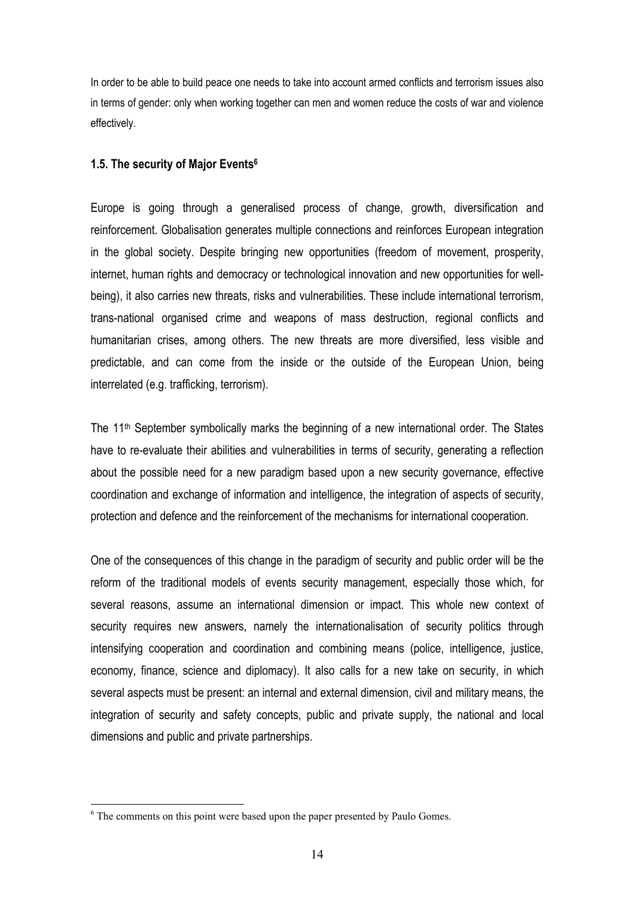In order to be able to build peace one needs to take into account armed conflicts and terrorism issues also in terms of gender: only when working together can men and women reduce the costs of war and violence effectively.

### 1.5. The security of Major Events[6]

Europe is going through a generalised process of change, growth, diversification and reinforcement. Globalisation generates multiple connections and reinforces European integration in the global society. Despite bringing new opportunities (freedom of movement, prosperity, internet, human rights and democracy or technological innovation and new opportunities for well-being), it also carries new threats, risks and vulnerabilities. These include international terrorism, trans-national organised crime and weapons of mass destruction, regional conflicts and humanitarian crises, among others. The new threats are more diversified, less visible and predictable, and can come from the inside or the outside of the European Union, being interrelated (e.g. trafficking, terrorism).

The 11th September symbolically marks the beginning of a new international order. The States have to re-evaluate their abilities and vulnerabilities in terms of security, generating a reflection about the possible need for a new paradigm based upon a new security governance, effective coordination and exchange of information and intelligence, the integration of aspects of security, protection and defence and the reinforcement of the mechanisms for international cooperation.

One of the consequences of this change in the paradigm of security and public order will be the reform of the traditional models of events security management, especially those which, for several reasons, assume an international dimension or impact. This whole new context of security requires new answers, namely the internationalisation of security politics through intensifying cooperation and coordination and combining means (police, intelligence, justice, economy, finance, science and diplomacy). It also calls for a new take on security, in which several aspects must be present: an internal and external dimension, civil and military means, the integration of security and safety concepts, public and private supply, the national and local dimensions and public and private partnerships.

---

[6] The comments on this point were based upon the paper presented by Paulo Gomes.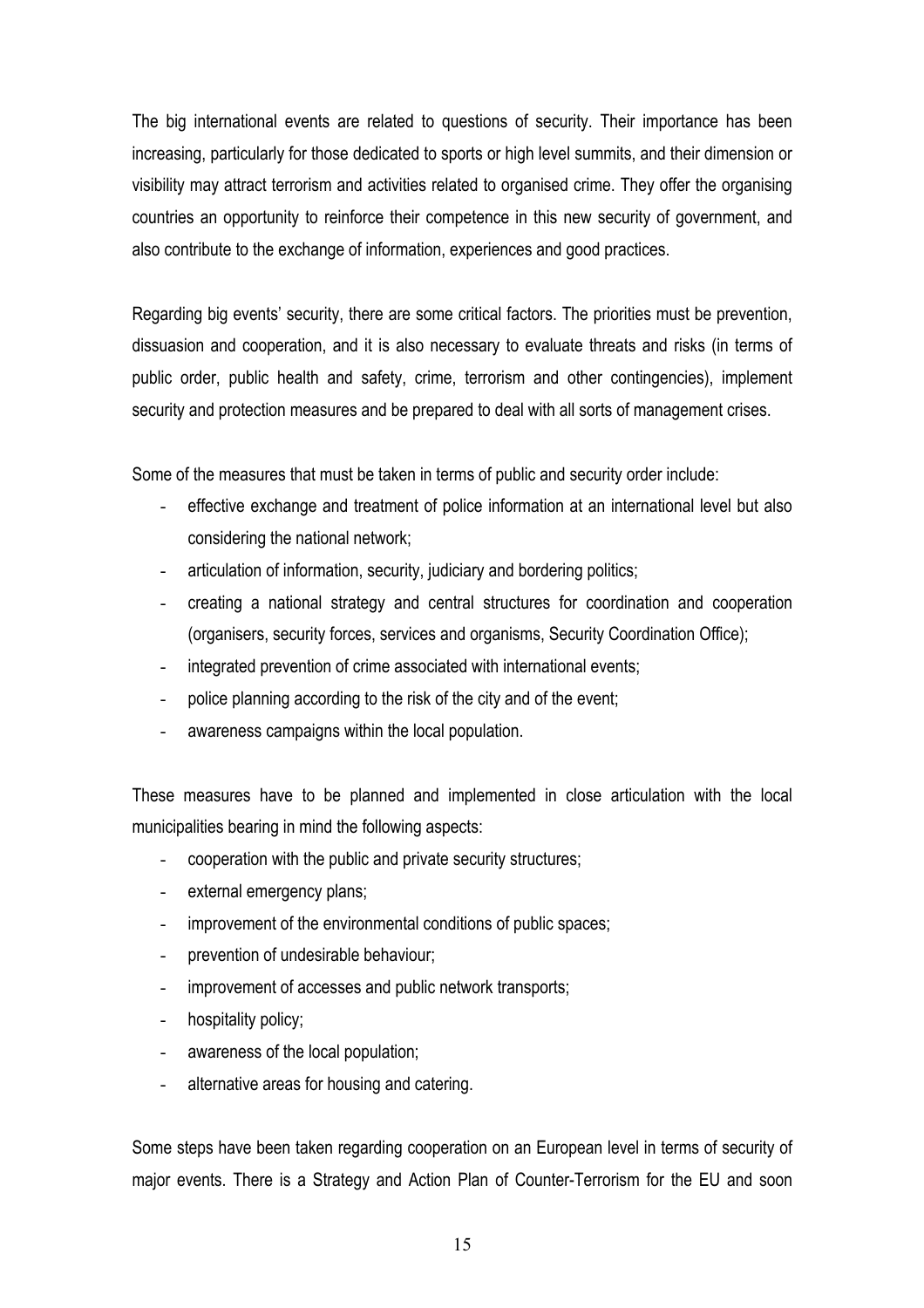The big international events are related to questions of security. Their importance has been increasing, particularly for those dedicated to sports or high level summits, and their dimension or visibility may attract terrorism and activities related to organised crime. They offer the organising countries an opportunity to reinforce their competence in this new security of government, and also contribute to the exchange of information, experiences and good practices.

Regarding big events' security, there are some critical factors. The priorities must be prevention, dissuasion and cooperation, and it is also necessary to evaluate threats and risks (in terms of public order, public health and safety, crime, terrorism and other contingencies), implement security and protection measures and be prepared to deal with all sorts of management crises.

Some of the measures that must be taken in terms of public and security order include:

- effective exchange and treatment of police information at an international level but also considering the national network;
- articulation of information, security, judiciary and bordering politics;
- creating a national strategy and central structures for coordination and cooperation (organisers, security forces, services and organisms, Security Coordination Office);
- integrated prevention of crime associated with international events;
- police planning according to the risk of the city and of the event;
- awareness campaigns within the local population.

These measures have to be planned and implemented in close articulation with the local municipalities bearing in mind the following aspects:

- cooperation with the public and private security structures;
- external emergency plans;
- improvement of the environmental conditions of public spaces;
- prevention of undesirable behaviour;
- improvement of accesses and public network transports;
- hospitality policy;
- awareness of the local population;
- alternative areas for housing and catering.

Some steps have been taken regarding cooperation on an European level in terms of security of major events. There is a Strategy and Action Plan of Counter-Terrorism for the EU and soon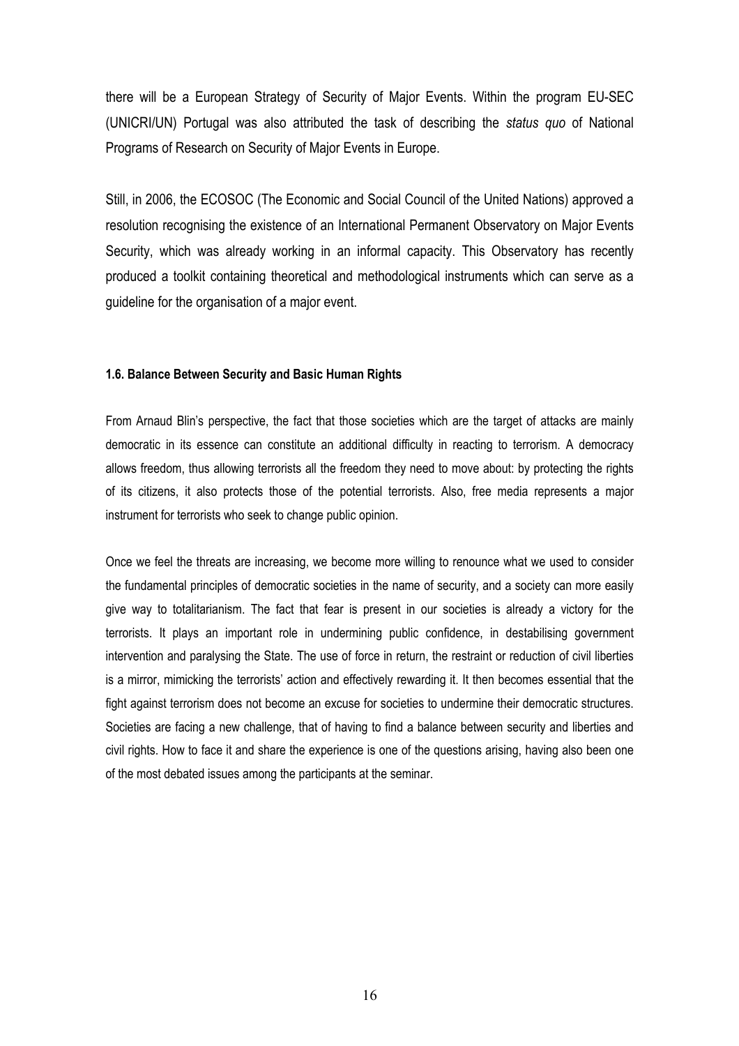there will be a European Strategy of Security of Major Events. Within the program EU-SEC (UNICRI/UN) Portugal was also attributed the task of describing the *status quo* of National Programs of Research on Security of Major Events in Europe.

Still, in 2006, the ECOSOC (The Economic and Social Council of the United Nations) approved a resolution recognising the existence of an International Permanent Observatory on Major Events Security, which was already working in an informal capacity. This Observatory has recently produced a toolkit containing theoretical and methodological instruments which can serve as a guideline for the organisation of a major event.

#### 1.6. Balance Between Security and Basic Human Rights

From Arnaud Blin's perspective, the fact that those societies which are the target of attacks are mainly democratic in its essence can constitute an additional difficulty in reacting to terrorism. A democracy allows freedom, thus allowing terrorists all the freedom they need to move about: by protecting the rights of its citizens, it also protects those of the potential terrorists. Also, free media represents a major instrument for terrorists who seek to change public opinion.

Once we feel the threats are increasing, we become more willing to renounce what we used to consider the fundamental principles of democratic societies in the name of security, and a society can more easily give way to totalitarianism. The fact that fear is present in our societies is already a victory for the terrorists. It plays an important role in undermining public confidence, in destabilising government intervention and paralysing the State. The use of force in return, the restraint or reduction of civil liberties is a mirror, mimicking the terrorists' action and effectively rewarding it. It then becomes essential that the fight against terrorism does not become an excuse for societies to undermine their democratic structures. Societies are facing a new challenge, that of having to find a balance between security and liberties and civil rights. How to face it and share the experience is one of the questions arising, having also been one of the most debated issues among the participants at the seminar.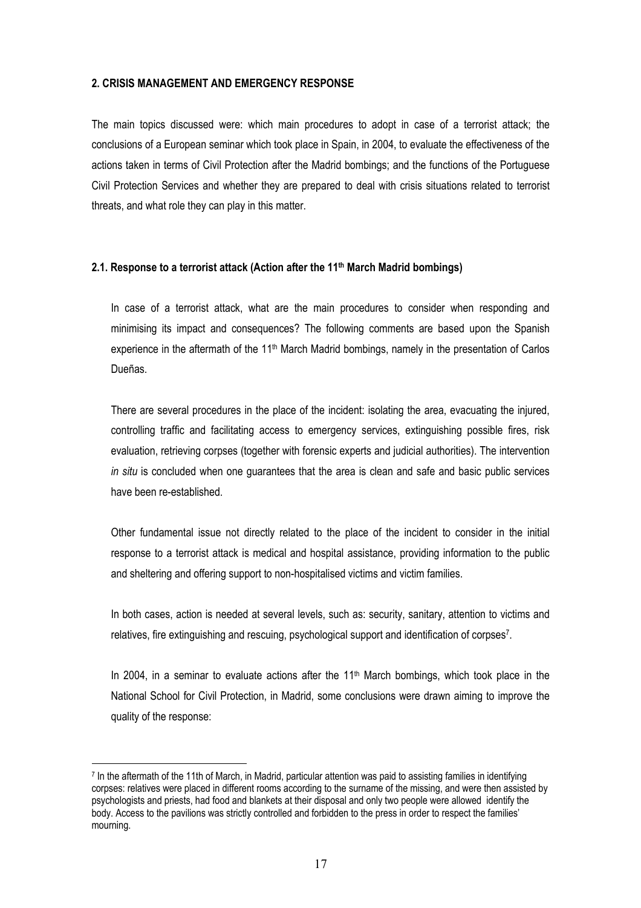## 2. CRISIS MANAGEMENT AND EMERGENCY RESPONSE

The main topics discussed were: which main procedures to adopt in case of a terrorist attack; the conclusions of a European seminar which took place in Spain, in 2004, to evaluate the effectiveness of the actions taken in terms of Civil Protection after the Madrid bombings; and the functions of the Portuguese Civil Protection Services and whether they are prepared to deal with crisis situations related to terrorist threats, and what role they can play in this matter.

### 2.1. Response to a terrorist attack (Action after the 11th March Madrid bombings)

In case of a terrorist attack, what are the main procedures to consider when responding and minimising its impact and consequences? The following comments are based upon the Spanish experience in the aftermath of the 11th March Madrid bombings, namely in the presentation of Carlos Dueñas.

There are several procedures in the place of the incident: isolating the area, evacuating the injured, controlling traffic and facilitating access to emergency services, extinguishing possible fires, risk evaluation, retrieving corpses (together with forensic experts and judicial authorities). The intervention *in situ* is concluded when one guarantees that the area is clean and safe and basic public services have been re-established.

Other fundamental issue not directly related to the place of the incident to consider in the initial response to a terrorist attack is medical and hospital assistance, providing information to the public and sheltering and offering support to non-hospitalised victims and victim families.

In both cases, action is needed at several levels, such as: security, sanitary, attention to victims and relatives, fire extinguishing and rescuing, psychological support and identification of corpses[7].

In 2004, in a seminar to evaluate actions after the 11th March bombings, which took place in the National School for Civil Protection, in Madrid, some conclusions were drawn aiming to improve the quality of the response:

---

[7] In the aftermath of the 11th of March, in Madrid, particular attention was paid to assisting families in identifying corpses: relatives were placed in different rooms according to the surname of the missing, and were then assisted by psychologists and priests, had food and blankets at their disposal and only two people were allowed identify the body. Access to the pavilions was strictly controlled and forbidden to the press in order to respect the families' mourning.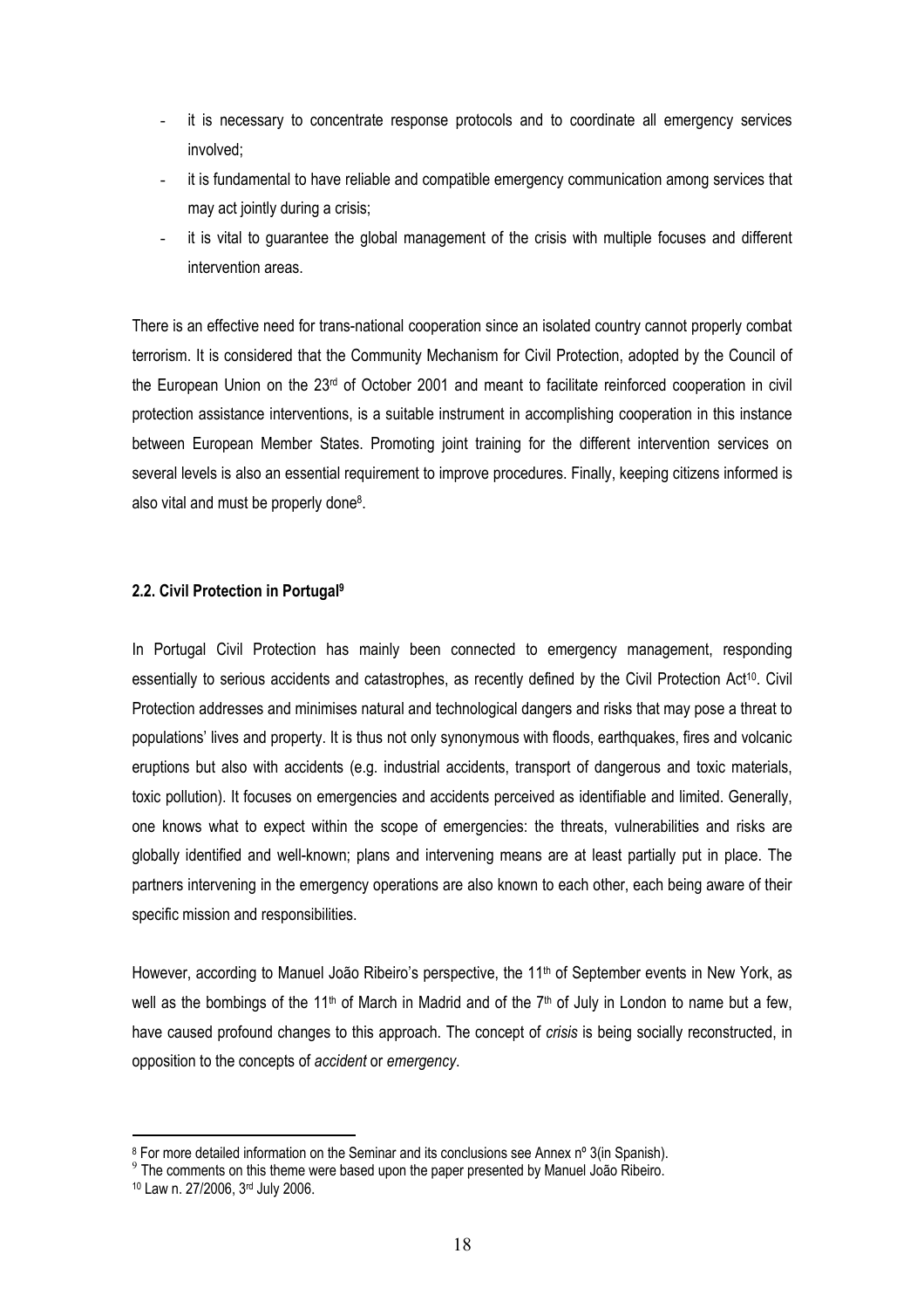- it is necessary to concentrate response protocols and to coordinate all emergency services involved;
- it is fundamental to have reliable and compatible emergency communication among services that may act jointly during a crisis;
- it is vital to guarantee the global management of the crisis with multiple focuses and different intervention areas.

There is an effective need for trans-national cooperation since an isolated country cannot properly combat terrorism. It is considered that the Community Mechanism for Civil Protection, adopted by the Council of the European Union on the 23rd of October 2001 and meant to facilitate reinforced cooperation in civil protection assistance interventions, is a suitable instrument in accomplishing cooperation in this instance between European Member States. Promoting joint training for the different intervention services on several levels is also an essential requirement to improve procedures. Finally, keeping citizens informed is also vital and must be properly done[8].

### 2.2. Civil Protection in Portugal[9]

In Portugal Civil Protection has mainly been connected to emergency management, responding essentially to serious accidents and catastrophes, as recently defined by the Civil Protection Act[10]. Civil Protection addresses and minimises natural and technological dangers and risks that may pose a threat to populations' lives and property. It is thus not only synonymous with floods, earthquakes, fires and volcanic eruptions but also with accidents (e.g. industrial accidents, transport of dangerous and toxic materials, toxic pollution). It focuses on emergencies and accidents perceived as identifiable and limited. Generally, one knows what to expect within the scope of emergencies: the threats, vulnerabilities and risks are globally identified and well-known; plans and intervening means are at least partially put in place. The partners intervening in the emergency operations are also known to each other, each being aware of their specific mission and responsibilities.

However, according to Manuel João Ribeiro's perspective, the 11th of September events in New York, as well as the bombings of the 11th of March in Madrid and of the 7th of July in London to name but a few, have caused profound changes to this approach. The concept of *crisis* is being socially reconstructed, in opposition to the concepts of *accident* or *emergency*.

---

[8] For more detailed information on the Seminar and its conclusions see Annex nº 3(in Spanish).

[9] The comments on this theme were based upon the paper presented by Manuel João Ribeiro.

[10] Law n. 27/2006, 3rd July 2006.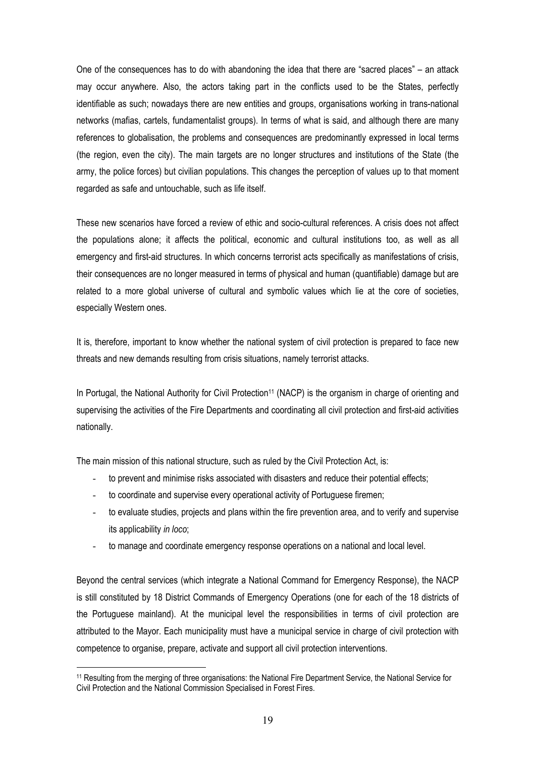One of the consequences has to do with abandoning the idea that there are "sacred places" – an attack may occur anywhere. Also, the actors taking part in the conflicts used to be the States, perfectly identifiable as such; nowadays there are new entities and groups, organisations working in trans-national networks (mafias, cartels, fundamentalist groups). In terms of what is said, and although there are many references to globalisation, the problems and consequences are predominantly expressed in local terms (the region, even the city). The main targets are no longer structures and institutions of the State (the army, the police forces) but civilian populations. This changes the perception of values up to that moment regarded as safe and untouchable, such as life itself.

These new scenarios have forced a review of ethic and socio-cultural references. A crisis does not affect the populations alone; it affects the political, economic and cultural institutions too, as well as all emergency and first-aid structures. In which concerns terrorist acts specifically as manifestations of crisis, their consequences are no longer measured in terms of physical and human (quantifiable) damage but are related to a more global universe of cultural and symbolic values which lie at the core of societies, especially Western ones.

It is, therefore, important to know whether the national system of civil protection is prepared to face new threats and new demands resulting from crisis situations, namely terrorist attacks.

In Portugal, the National Authority for Civil Protection[11] (NACP) is the organism in charge of orienting and supervising the activities of the Fire Departments and coordinating all civil protection and first-aid activities nationally.

The main mission of this national structure, such as ruled by the Civil Protection Act, is:

- to prevent and minimise risks associated with disasters and reduce their potential effects;
- to coordinate and supervise every operational activity of Portuguese firemen;
- to evaluate studies, projects and plans within the fire prevention area, and to verify and supervise its applicability *in loco*;
- to manage and coordinate emergency response operations on a national and local level.

Beyond the central services (which integrate a National Command for Emergency Response), the NACP is still constituted by 18 District Commands of Emergency Operations (one for each of the 18 districts of the Portuguese mainland). At the municipal level the responsibilities in terms of civil protection are attributed to the Mayor. Each municipality must have a municipal service in charge of civil protection with competence to organise, prepare, activate and support all civil protection interventions.

[11] Resulting from the merging of three organisations: the National Fire Department Service, the National Service for Civil Protection and the National Commission Specialised in Forest Fires.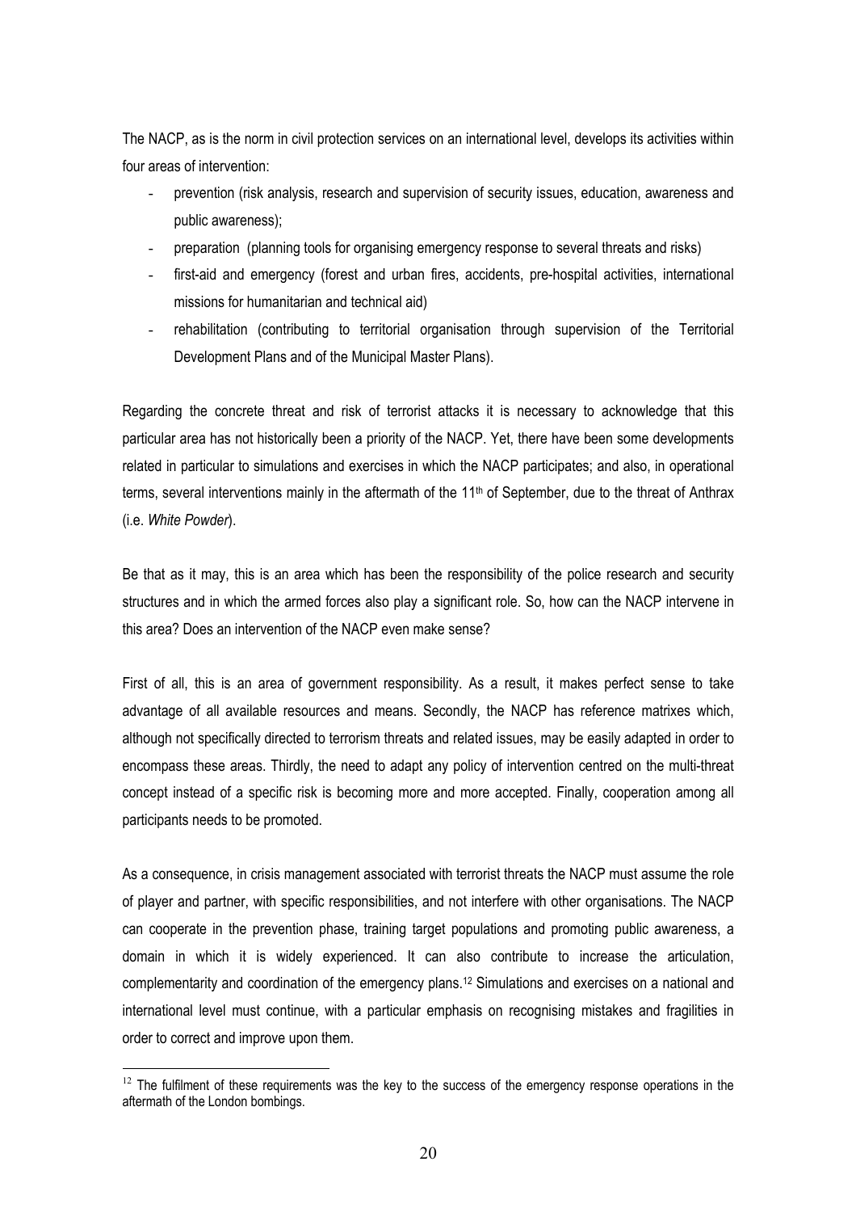The NACP, as is the norm in civil protection services on an international level, develops its activities within four areas of intervention:

- prevention (risk analysis, research and supervision of security issues, education, awareness and public awareness);
- preparation (planning tools for organising emergency response to several threats and risks)
- first-aid and emergency (forest and urban fires, accidents, pre-hospital activities, international missions for humanitarian and technical aid)
- rehabilitation (contributing to territorial organisation through supervision of the Territorial Development Plans and of the Municipal Master Plans).

Regarding the concrete threat and risk of terrorist attacks it is necessary to acknowledge that this particular area has not historically been a priority of the NACP. Yet, there have been some developments related in particular to simulations and exercises in which the NACP participates; and also, in operational terms, several interventions mainly in the aftermath of the 11th of September, due to the threat of Anthrax (i.e. *White Powder*).

Be that as it may, this is an area which has been the responsibility of the police research and security structures and in which the armed forces also play a significant role. So, how can the NACP intervene in this area? Does an intervention of the NACP even make sense?

First of all, this is an area of government responsibility. As a result, it makes perfect sense to take advantage of all available resources and means. Secondly, the NACP has reference matrixes which, although not specifically directed to terrorism threats and related issues, may be easily adapted in order to encompass these areas. Thirdly, the need to adapt any policy of intervention centred on the multi-threat concept instead of a specific risk is becoming more and more accepted. Finally, cooperation among all participants needs to be promoted.

As a consequence, in crisis management associated with terrorist threats the NACP must assume the role of player and partner, with specific responsibilities, and not interfere with other organisations. The NACP can cooperate in the prevention phase, training target populations and promoting public awareness, a domain in which it is widely experienced. It can also contribute to increase the articulation, complementarity and coordination of the emergency plans.[12] Simulations and exercises on a national and international level must continue, with a particular emphasis on recognising mistakes and fragilities in order to correct and improve upon them.

[12] The fulfilment of these requirements was the key to the success of the emergency response operations in the aftermath of the London bombings.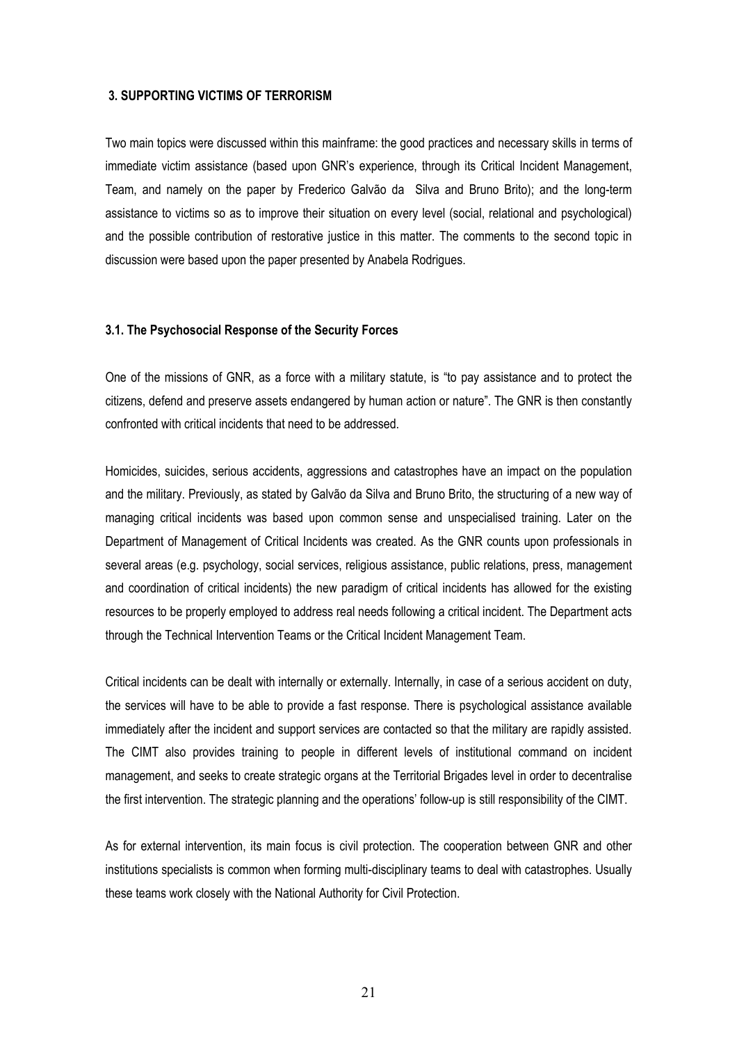### 3. SUPPORTING VICTIMS OF TERRORISM

Two main topics were discussed within this mainframe: the good practices and necessary skills in terms of immediate victim assistance (based upon GNR's experience, through its Critical Incident Management, Team, and namely on the paper by Frederico Galvão da Silva and Bruno Brito); and the long-term assistance to victims so as to improve their situation on every level (social, relational and psychological) and the possible contribution of restorative justice in this matter. The comments to the second topic in discussion were based upon the paper presented by Anabela Rodrigues.

#### 3.1. The Psychosocial Response of the Security Forces

One of the missions of GNR, as a force with a military statute, is "to pay assistance and to protect the citizens, defend and preserve assets endangered by human action or nature". The GNR is then constantly confronted with critical incidents that need to be addressed.

Homicides, suicides, serious accidents, aggressions and catastrophes have an impact on the population and the military. Previously, as stated by Galvão da Silva and Bruno Brito, the structuring of a new way of managing critical incidents was based upon common sense and unspecialised training. Later on the Department of Management of Critical Incidents was created. As the GNR counts upon professionals in several areas (e.g. psychology, social services, religious assistance, public relations, press, management and coordination of critical incidents) the new paradigm of critical incidents has allowed for the existing resources to be properly employed to address real needs following a critical incident. The Department acts through the Technical Intervention Teams or the Critical Incident Management Team.

Critical incidents can be dealt with internally or externally. Internally, in case of a serious accident on duty, the services will have to be able to provide a fast response. There is psychological assistance available immediately after the incident and support services are contacted so that the military are rapidly assisted. The CIMT also provides training to people in different levels of institutional command on incident management, and seeks to create strategic organs at the Territorial Brigades level in order to decentralise the first intervention. The strategic planning and the operations' follow-up is still responsibility of the CIMT.

As for external intervention, its main focus is civil protection. The cooperation between GNR and other institutions specialists is common when forming multi-disciplinary teams to deal with catastrophes. Usually these teams work closely with the National Authority for Civil Protection.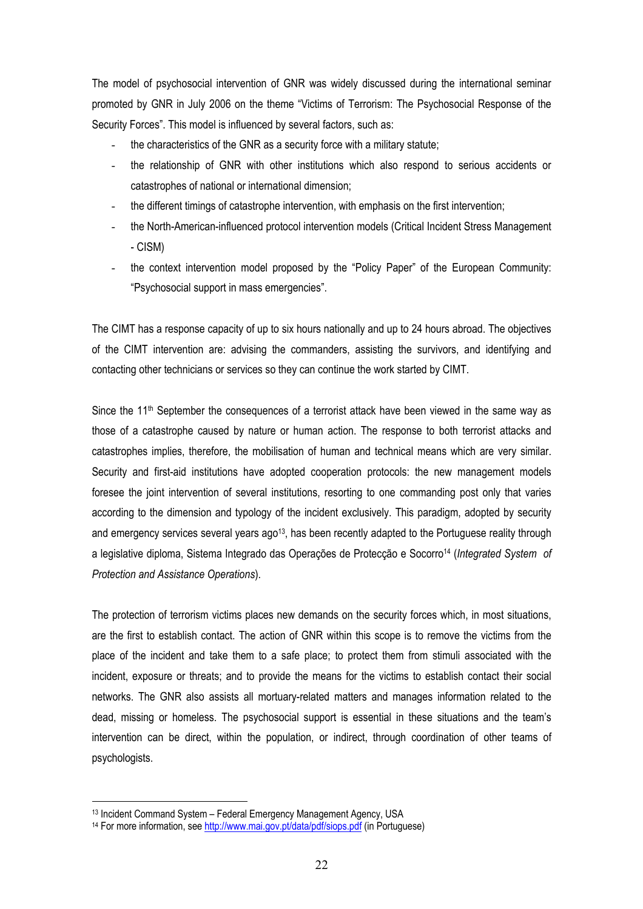The model of psychosocial intervention of GNR was widely discussed during the international seminar promoted by GNR in July 2006 on the theme "Victims of Terrorism: The Psychosocial Response of the Security Forces". This model is influenced by several factors, such as:

- the characteristics of the GNR as a security force with a military statute;
- the relationship of GNR with other institutions which also respond to serious accidents or catastrophes of national or international dimension;
- the different timings of catastrophe intervention, with emphasis on the first intervention;
- the North-American-influenced protocol intervention models (Critical Incident Stress Management - CISM)
- the context intervention model proposed by the "Policy Paper" of the European Community: "Psychosocial support in mass emergencies".

The CIMT has a response capacity of up to six hours nationally and up to 24 hours abroad. The objectives of the CIMT intervention are: advising the commanders, assisting the survivors, and identifying and contacting other technicians or services so they can continue the work started by CIMT.

Since the 11th September the consequences of a terrorist attack have been viewed in the same way as those of a catastrophe caused by nature or human action. The response to both terrorist attacks and catastrophes implies, therefore, the mobilisation of human and technical means which are very similar. Security and first-aid institutions have adopted cooperation protocols: the new management models foresee the joint intervention of several institutions, resorting to one commanding post only that varies according to the dimension and typology of the incident exclusively. This paradigm, adopted by security and emergency services several years ago[13], has been recently adapted to the Portuguese reality through a legislative diploma, Sistema Integrado das Operações de Protecção e Socorro[14] (*Integrated System of Protection and Assistance Operations*).

The protection of terrorism victims places new demands on the security forces which, in most situations, are the first to establish contact. The action of GNR within this scope is to remove the victims from the place of the incident and take them to a safe place; to protect them from stimuli associated with the incident, exposure or threats; and to provide the means for the victims to establish contact their social networks. The GNR also assists all mortuary-related matters and manages information related to the dead, missing or homeless. The psychosocial support is essential in these situations and the team's intervention can be direct, within the population, or indirect, through coordination of other teams of psychologists.

---

[13] Incident Command System – Federal Emergency Management Agency, USA

[14] For more information, see http://www.mai.gov.pt/data/pdf/siops.pdf (in Portuguese)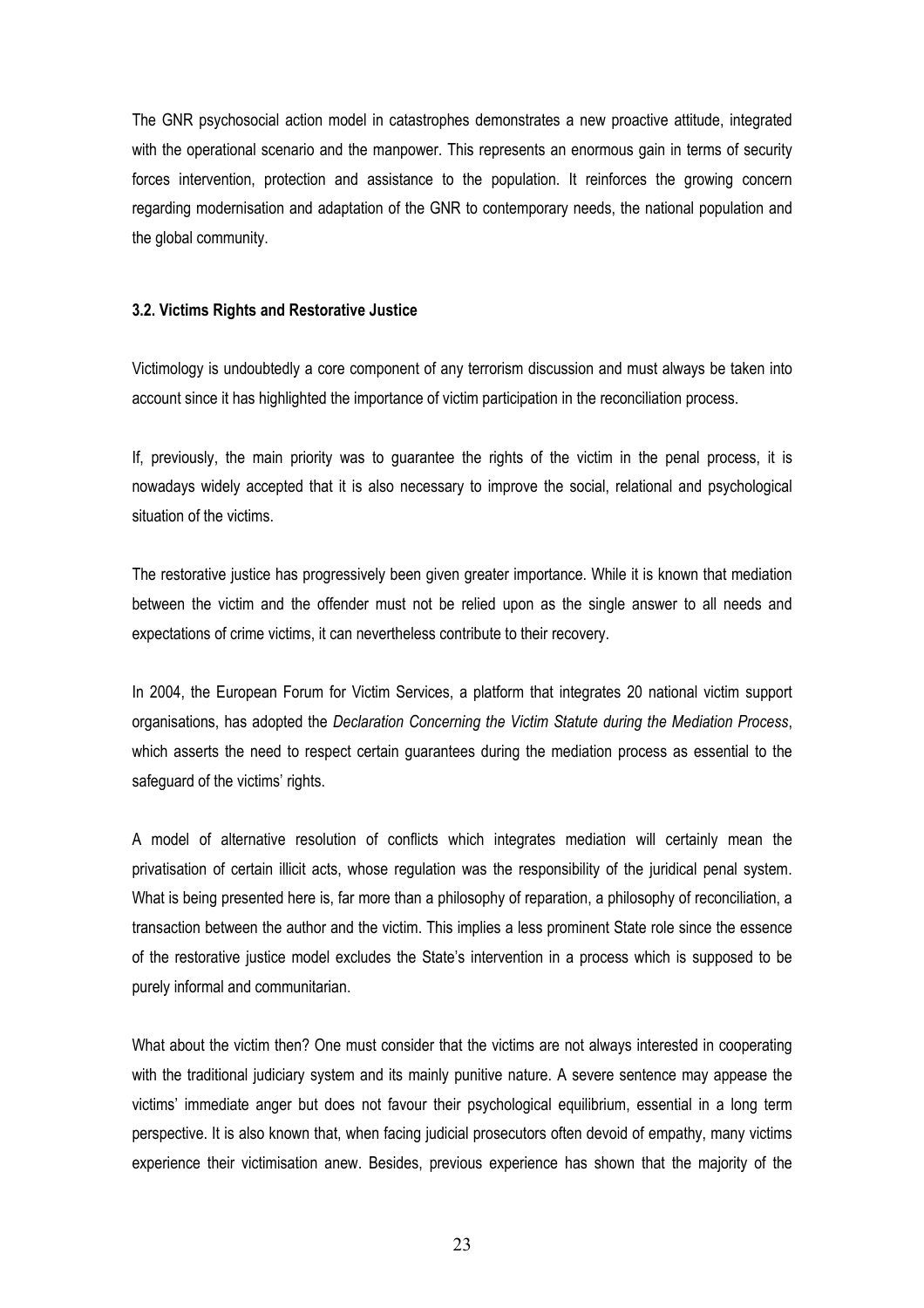The GNR psychosocial action model in catastrophes demonstrates a new proactive attitude, integrated with the operational scenario and the manpower. This represents an enormous gain in terms of security forces intervention, protection and assistance to the population. It reinforces the growing concern regarding modernisation and adaptation of the GNR to contemporary needs, the national population and the global community.

### 3.2. Victims Rights and Restorative Justice

Victimology is undoubtedly a core component of any terrorism discussion and must always be taken into account since it has highlighted the importance of victim participation in the reconciliation process.

If, previously, the main priority was to guarantee the rights of the victim in the penal process, it is nowadays widely accepted that it is also necessary to improve the social, relational and psychological situation of the victims.

The restorative justice has progressively been given greater importance. While it is known that mediation between the victim and the offender must not be relied upon as the single answer to all needs and expectations of crime victims, it can nevertheless contribute to their recovery.

In 2004, the European Forum for Victim Services, a platform that integrates 20 national victim support organisations, has adopted the *Declaration Concerning the Victim Statute during the Mediation Process*, which asserts the need to respect certain guarantees during the mediation process as essential to the safeguard of the victims' rights.

A model of alternative resolution of conflicts which integrates mediation will certainly mean the privatisation of certain illicit acts, whose regulation was the responsibility of the juridical penal system. What is being presented here is, far more than a philosophy of reparation, a philosophy of reconciliation, a transaction between the author and the victim. This implies a less prominent State role since the essence of the restorative justice model excludes the State's intervention in a process which is supposed to be purely informal and communitarian.

What about the victim then? One must consider that the victims are not always interested in cooperating with the traditional judiciary system and its mainly punitive nature. A severe sentence may appease the victims' immediate anger but does not favour their psychological equilibrium, essential in a long term perspective. It is also known that, when facing judicial prosecutors often devoid of empathy, many victims experience their victimisation anew. Besides, previous experience has shown that the majority of the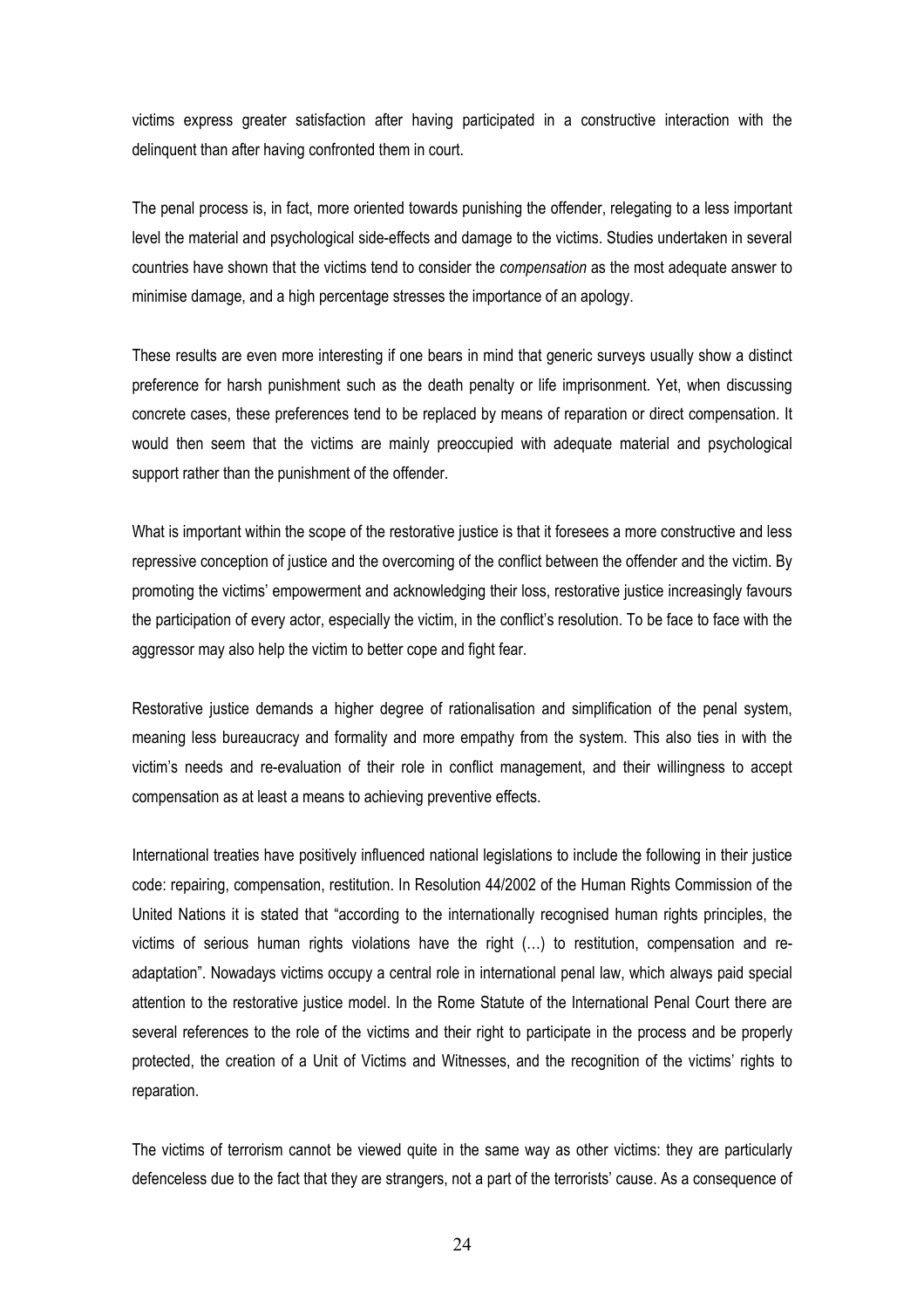victims express greater satisfaction after having participated in a constructive interaction with the delinquent than after having confronted them in court.

The penal process is, in fact, more oriented towards punishing the offender, relegating to a less important level the material and psychological side-effects and damage to the victims. Studies undertaken in several countries have shown that the victims tend to consider the *compensation* as the most adequate answer to minimise damage, and a high percentage stresses the importance of an apology.

These results are even more interesting if one bears in mind that generic surveys usually show a distinct preference for harsh punishment such as the death penalty or life imprisonment. Yet, when discussing concrete cases, these preferences tend to be replaced by means of reparation or direct compensation. It would then seem that the victims are mainly preoccupied with adequate material and psychological support rather than the punishment of the offender.

What is important within the scope of the restorative justice is that it foresees a more constructive and less repressive conception of justice and the overcoming of the conflict between the offender and the victim. By promoting the victims' empowerment and acknowledging their loss, restorative justice increasingly favours the participation of every actor, especially the victim, in the conflict's resolution. To be face to face with the aggressor may also help the victim to better cope and fight fear.

Restorative justice demands a higher degree of rationalisation and simplification of the penal system, meaning less bureaucracy and formality and more empathy from the system. This also ties in with the victim's needs and re-evaluation of their role in conflict management, and their willingness to accept compensation as at least a means to achieving preventive effects.

International treaties have positively influenced national legislations to include the following in their justice code: repairing, compensation, restitution. In Resolution 44/2002 of the Human Rights Commission of the United Nations it is stated that "according to the internationally recognised human rights principles, the victims of serious human rights violations have the right (…) to restitution, compensation and re-adaptation". Nowadays victims occupy a central role in international penal law, which always paid special attention to the restorative justice model. In the Rome Statute of the International Penal Court there are several references to the role of the victims and their right to participate in the process and be properly protected, the creation of a Unit of Victims and Witnesses, and the recognition of the victims' rights to reparation.

The victims of terrorism cannot be viewed quite in the same way as other victims: they are particularly defenceless due to the fact that they are strangers, not a part of the terrorists' cause. As a consequence of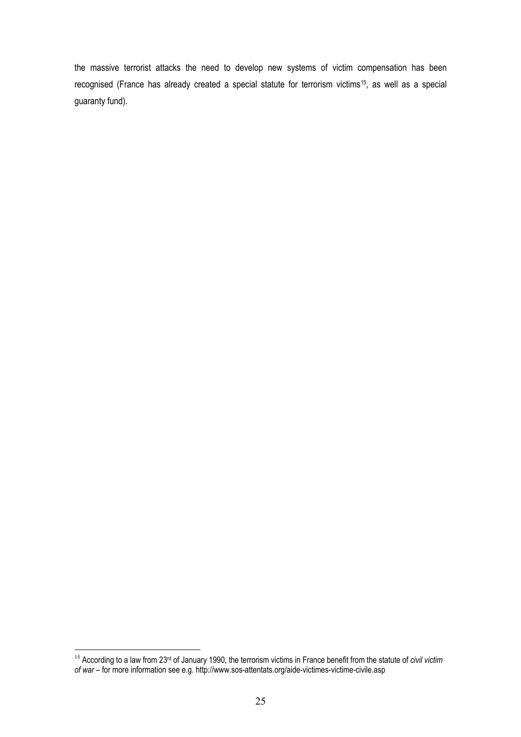the massive terrorist attacks the need to develop new systems of victim compensation has been recognised (France has already created a special statute for terrorism victims[15], as well as a special guaranty fund).

---

[15] According to a law from 23rd of January 1990, the terrorism victims in France benefit from the statute of *civil victim of war* – for more information see e.g. http://www.sos-attentats.org/aide-victimes-victime-civile.asp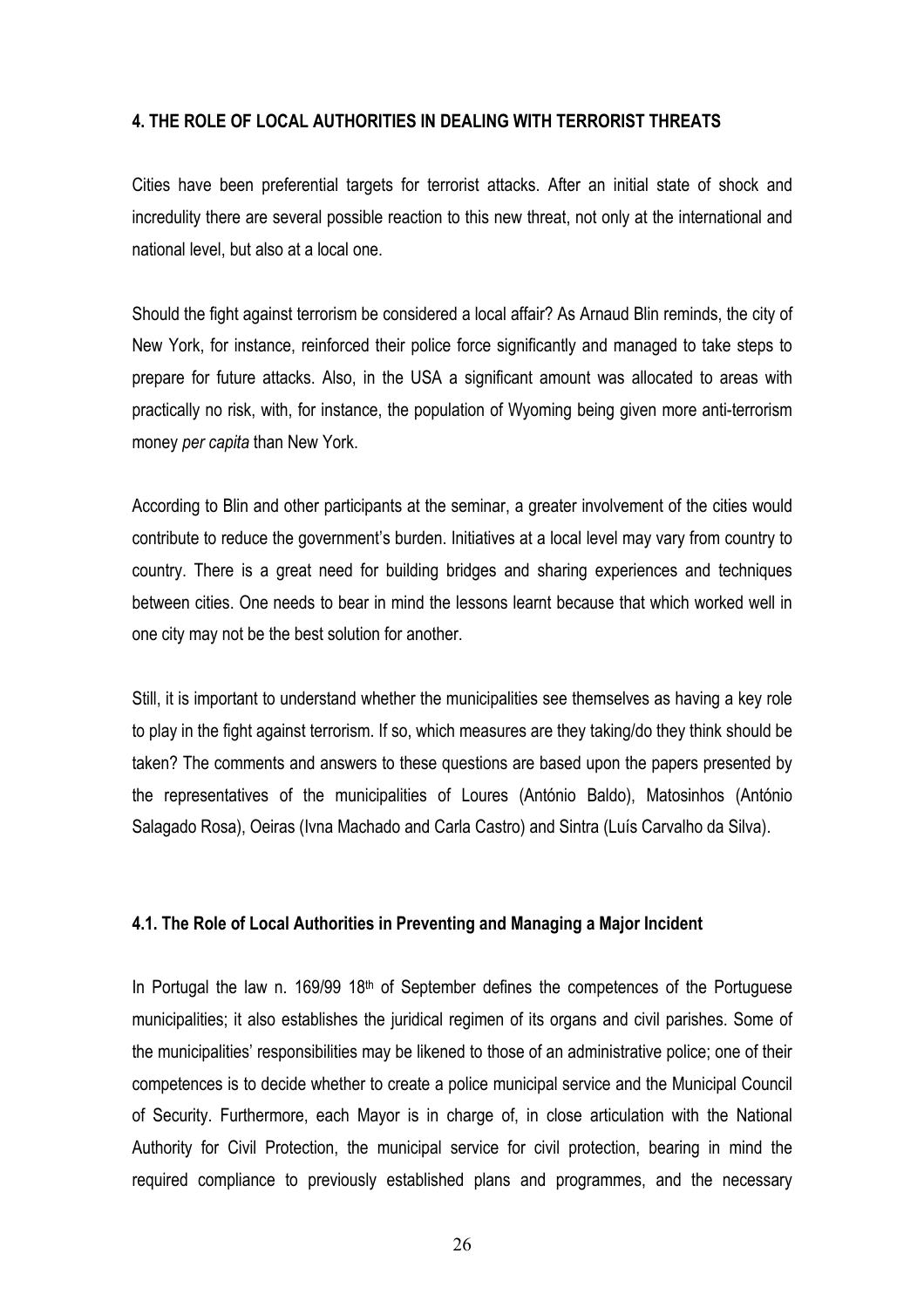## 4. THE ROLE OF LOCAL AUTHORITIES IN DEALING WITH TERRORIST THREATS

Cities have been preferential targets for terrorist attacks. After an initial state of shock and incredulity there are several possible reaction to this new threat, not only at the international and national level, but also at a local one.

Should the fight against terrorism be considered a local affair? As Arnaud Blin reminds, the city of New York, for instance, reinforced their police force significantly and managed to take steps to prepare for future attacks. Also, in the USA a significant amount was allocated to areas with practically no risk, with, for instance, the population of Wyoming being given more anti-terrorism money *per capita* than New York.

According to Blin and other participants at the seminar, a greater involvement of the cities would contribute to reduce the government's burden. Initiatives at a local level may vary from country to country. There is a great need for building bridges and sharing experiences and techniques between cities. One needs to bear in mind the lessons learnt because that which worked well in one city may not be the best solution for another.

Still, it is important to understand whether the municipalities see themselves as having a key role to play in the fight against terrorism. If so, which measures are they taking/do they think should be taken? The comments and answers to these questions are based upon the papers presented by the representatives of the municipalities of Loures (António Baldo), Matosinhos (António Salagado Rosa), Oeiras (Ivna Machado and Carla Castro) and Sintra (Luís Carvalho da Silva).

### 4.1. The Role of Local Authorities in Preventing and Managing a Major Incident

In Portugal the law n. 169/99 18th of September defines the competences of the Portuguese municipalities; it also establishes the juridical regimen of its organs and civil parishes. Some of the municipalities' responsibilities may be likened to those of an administrative police; one of their competences is to decide whether to create a police municipal service and the Municipal Council of Security. Furthermore, each Mayor is in charge of, in close articulation with the National Authority for Civil Protection, the municipal service for civil protection, bearing in mind the required compliance to previously established plans and programmes, and the necessary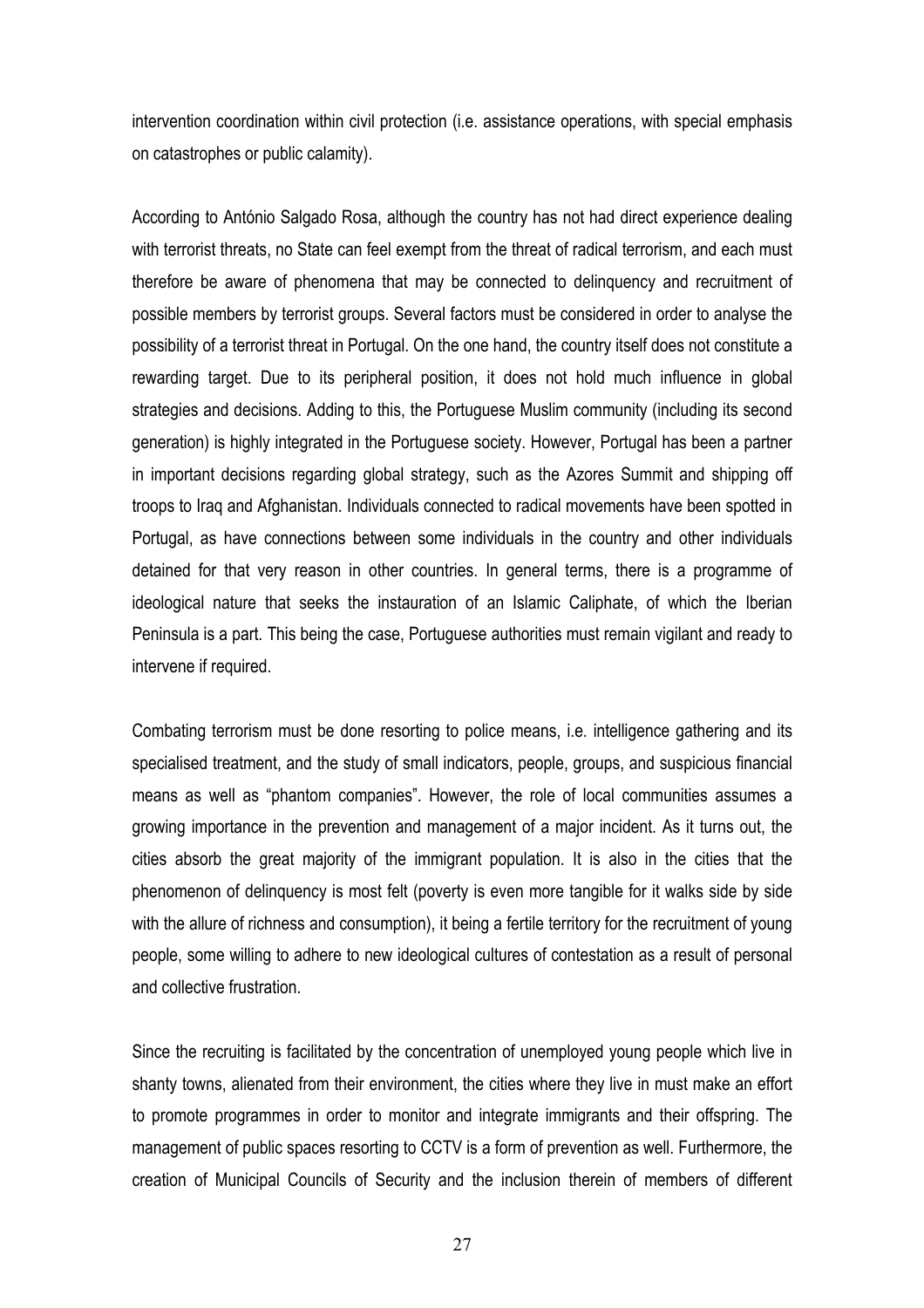intervention coordination within civil protection (i.e. assistance operations, with special emphasis on catastrophes or public calamity).

According to António Salgado Rosa, although the country has not had direct experience dealing with terrorist threats, no State can feel exempt from the threat of radical terrorism, and each must therefore be aware of phenomena that may be connected to delinquency and recruitment of possible members by terrorist groups. Several factors must be considered in order to analyse the possibility of a terrorist threat in Portugal. On the one hand, the country itself does not constitute a rewarding target. Due to its peripheral position, it does not hold much influence in global strategies and decisions. Adding to this, the Portuguese Muslim community (including its second generation) is highly integrated in the Portuguese society. However, Portugal has been a partner in important decisions regarding global strategy, such as the Azores Summit and shipping off troops to Iraq and Afghanistan. Individuals connected to radical movements have been spotted in Portugal, as have connections between some individuals in the country and other individuals detained for that very reason in other countries. In general terms, there is a programme of ideological nature that seeks the instauration of an Islamic Caliphate, of which the Iberian Peninsula is a part. This being the case, Portuguese authorities must remain vigilant and ready to intervene if required.

Combating terrorism must be done resorting to police means, i.e. intelligence gathering and its specialised treatment, and the study of small indicators, people, groups, and suspicious financial means as well as "phantom companies". However, the role of local communities assumes a growing importance in the prevention and management of a major incident. As it turns out, the cities absorb the great majority of the immigrant population. It is also in the cities that the phenomenon of delinquency is most felt (poverty is even more tangible for it walks side by side with the allure of richness and consumption), it being a fertile territory for the recruitment of young people, some willing to adhere to new ideological cultures of contestation as a result of personal and collective frustration.

Since the recruiting is facilitated by the concentration of unemployed young people which live in shanty towns, alienated from their environment, the cities where they live in must make an effort to promote programmes in order to monitor and integrate immigrants and their offspring. The management of public spaces resorting to CCTV is a form of prevention as well. Furthermore, the creation of Municipal Councils of Security and the inclusion therein of members of different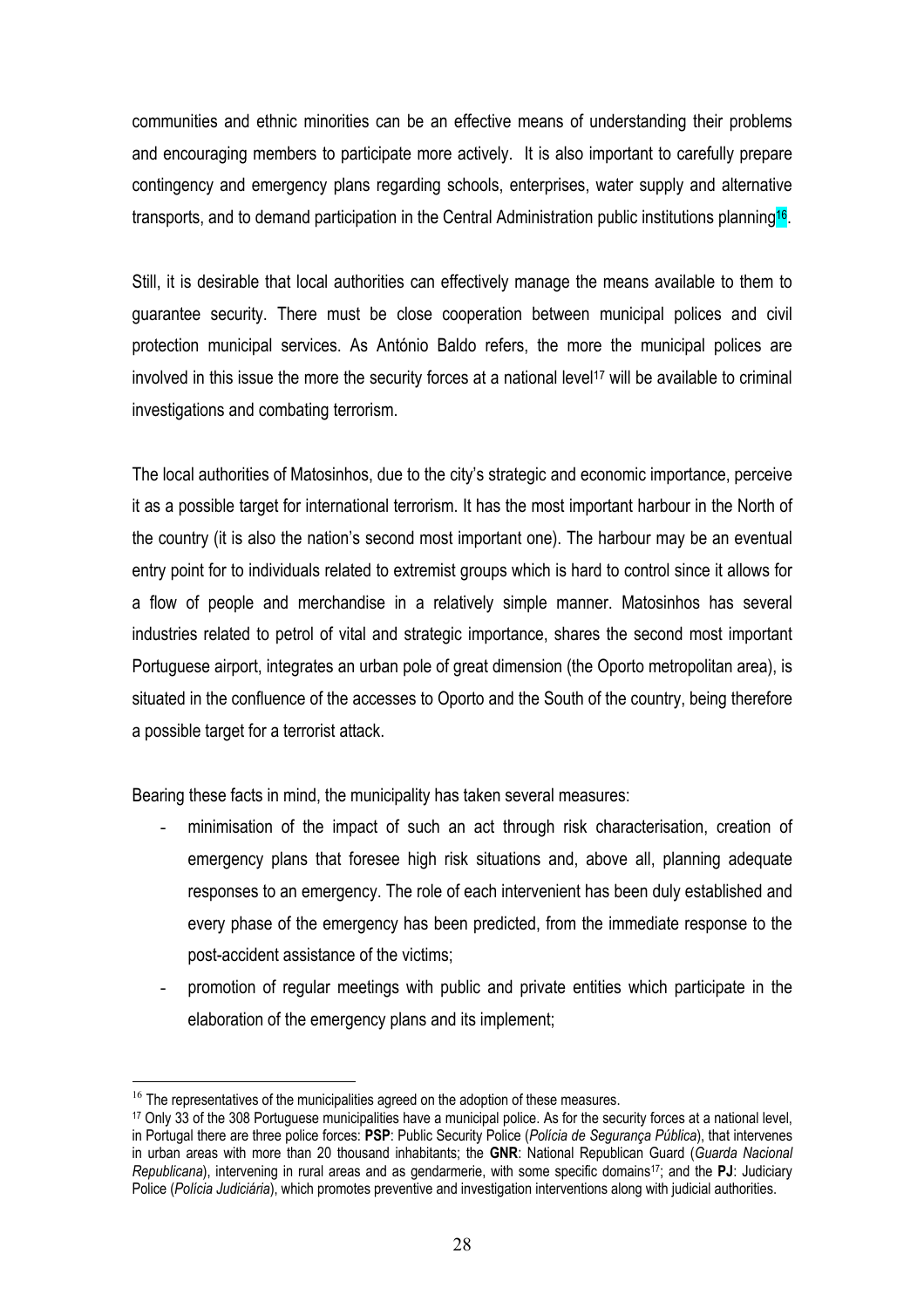communities and ethnic minorities can be an effective means of understanding their problems and encouraging members to participate more actively. It is also important to carefully prepare contingency and emergency plans regarding schools, enterprises, water supply and alternative transports, and to demand participation in the Central Administration public institutions planning[16].

Still, it is desirable that local authorities can effectively manage the means available to them to guarantee security. There must be close cooperation between municipal polices and civil protection municipal services. As António Baldo refers, the more the municipal polices are involved in this issue the more the security forces at a national level[17] will be available to criminal investigations and combating terrorism.

The local authorities of Matosinhos, due to the city's strategic and economic importance, perceive it as a possible target for international terrorism. It has the most important harbour in the North of the country (it is also the nation's second most important one). The harbour may be an eventual entry point for to individuals related to extremist groups which is hard to control since it allows for a flow of people and merchandise in a relatively simple manner. Matosinhos has several industries related to petrol of vital and strategic importance, shares the second most important Portuguese airport, integrates an urban pole of great dimension (the Oporto metropolitan area), is situated in the confluence of the accesses to Oporto and the South of the country, being therefore a possible target for a terrorist attack.

Bearing these facts in mind, the municipality has taken several measures:

- minimisation of the impact of such an act through risk characterisation, creation of emergency plans that foresee high risk situations and, above all, planning adequate responses to an emergency. The role of each intervenient has been duly established and every phase of the emergency has been predicted, from the immediate response to the post-accident assistance of the victims;
- promotion of regular meetings with public and private entities which participate in the elaboration of the emergency plans and its implement;

---

[16] The representatives of the municipalities agreed on the adoption of these measures.

[17] Only 33 of the 308 Portuguese municipalities have a municipal police. As for the security forces at a national level, in Portugal there are three police forces: **PSP**: Public Security Police (*Polícia de Segurança Pública*), that intervenes in urban areas with more than 20 thousand inhabitants; the **GNR**: National Republican Guard (*Guarda Nacional Republicana*), intervening in rural areas and as gendarmerie, with some specific domains[17]; and the **PJ**: Judiciary Police (*Polícia Judiciária*), which promotes preventive and investigation interventions along with judicial authorities.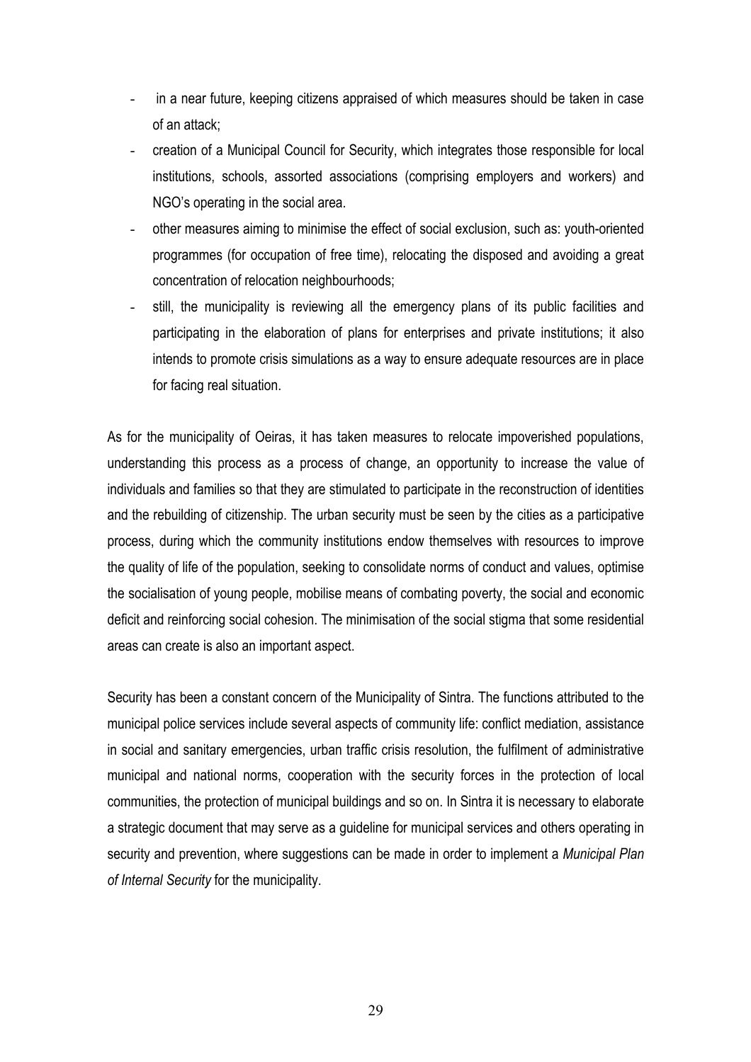- in a near future, keeping citizens appraised of which measures should be taken in case of an attack;
- creation of a Municipal Council for Security, which integrates those responsible for local institutions, schools, assorted associations (comprising employers and workers) and NGO's operating in the social area.
- other measures aiming to minimise the effect of social exclusion, such as: youth-oriented programmes (for occupation of free time), relocating the disposed and avoiding a great concentration of relocation neighbourhoods;
- still, the municipality is reviewing all the emergency plans of its public facilities and participating in the elaboration of plans for enterprises and private institutions; it also intends to promote crisis simulations as a way to ensure adequate resources are in place for facing real situation.

As for the municipality of Oeiras, it has taken measures to relocate impoverished populations, understanding this process as a process of change, an opportunity to increase the value of individuals and families so that they are stimulated to participate in the reconstruction of identities and the rebuilding of citizenship. The urban security must be seen by the cities as a participative process, during which the community institutions endow themselves with resources to improve the quality of life of the population, seeking to consolidate norms of conduct and values, optimise the socialisation of young people, mobilise means of combating poverty, the social and economic deficit and reinforcing social cohesion. The minimisation of the social stigma that some residential areas can create is also an important aspect.

Security has been a constant concern of the Municipality of Sintra. The functions attributed to the municipal police services include several aspects of community life: conflict mediation, assistance in social and sanitary emergencies, urban traffic crisis resolution, the fulfilment of administrative municipal and national norms, cooperation with the security forces in the protection of local communities, the protection of municipal buildings and so on. In Sintra it is necessary to elaborate a strategic document that may serve as a guideline for municipal services and others operating in security and prevention, where suggestions can be made in order to implement a *Municipal Plan of Internal Security* for the municipality.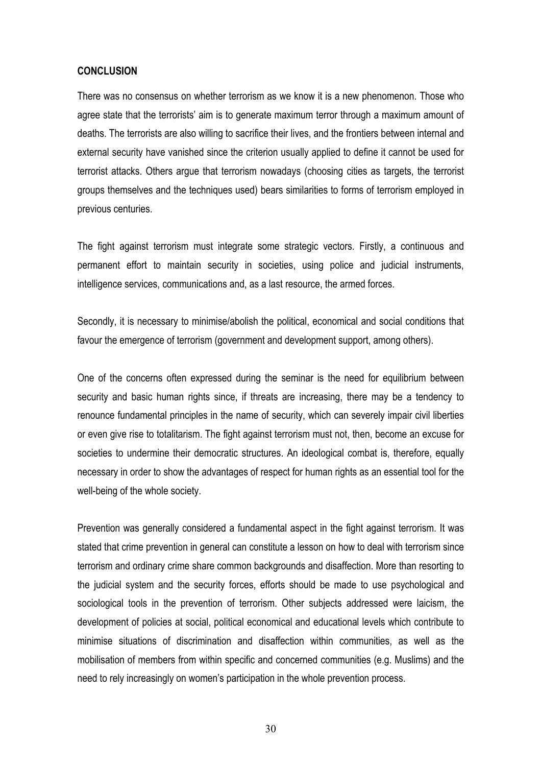**CONCLUSION**

There was no consensus on whether terrorism as we know it is a new phenomenon. Those who agree state that the terrorists' aim is to generate maximum terror through a maximum amount of deaths. The terrorists are also willing to sacrifice their lives, and the frontiers between internal and external security have vanished since the criterion usually applied to define it cannot be used for terrorist attacks. Others argue that terrorism nowadays (choosing cities as targets, the terrorist groups themselves and the techniques used) bears similarities to forms of terrorism employed in previous centuries.

The fight against terrorism must integrate some strategic vectors. Firstly, a continuous and permanent effort to maintain security in societies, using police and judicial instruments, intelligence services, communications and, as a last resource, the armed forces.

Secondly, it is necessary to minimise/abolish the political, economical and social conditions that favour the emergence of terrorism (government and development support, among others).

One of the concerns often expressed during the seminar is the need for equilibrium between security and basic human rights since, if threats are increasing, there may be a tendency to renounce fundamental principles in the name of security, which can severely impair civil liberties or even give rise to totalitarism. The fight against terrorism must not, then, become an excuse for societies to undermine their democratic structures. An ideological combat is, therefore, equally necessary in order to show the advantages of respect for human rights as an essential tool for the well-being of the whole society.

Prevention was generally considered a fundamental aspect in the fight against terrorism. It was stated that crime prevention in general can constitute a lesson on how to deal with terrorism since terrorism and ordinary crime share common backgrounds and disaffection. More than resorting to the judicial system and the security forces, efforts should be made to use psychological and sociological tools in the prevention of terrorism. Other subjects addressed were laicism, the development of policies at social, political economical and educational levels which contribute to minimise situations of discrimination and disaffection within communities, as well as the mobilisation of members from within specific and concerned communities (e.g. Muslims) and the need to rely increasingly on women's participation in the whole prevention process.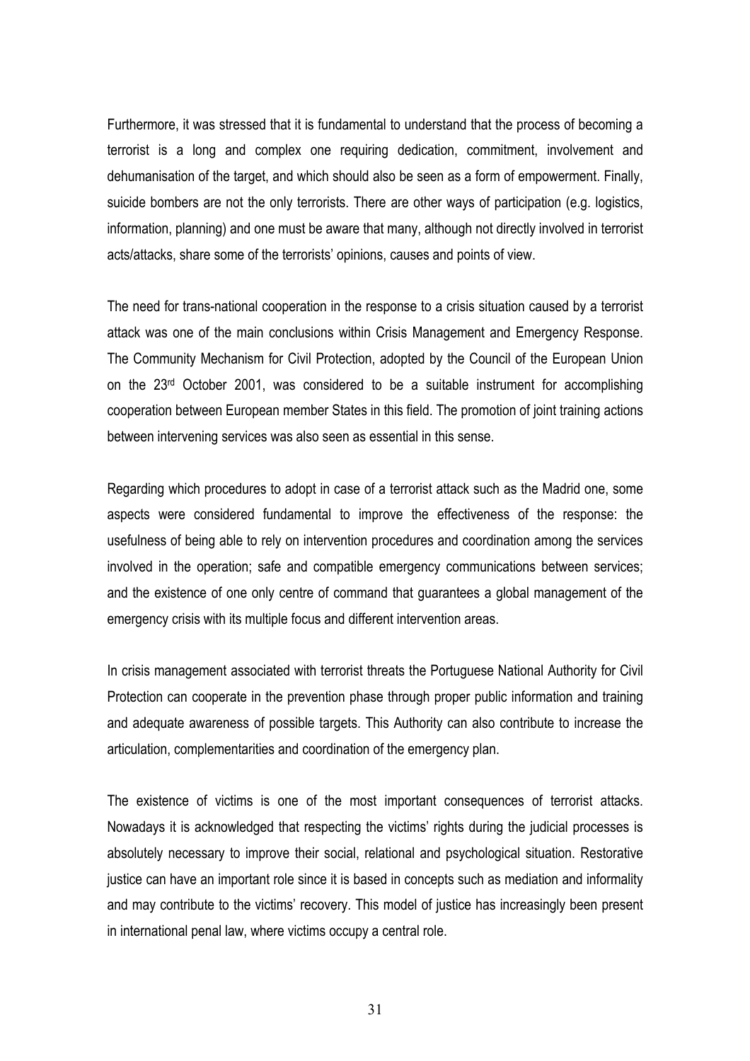Furthermore, it was stressed that it is fundamental to understand that the process of becoming a terrorist is a long and complex one requiring dedication, commitment, involvement and dehumanisation of the target, and which should also be seen as a form of empowerment. Finally, suicide bombers are not the only terrorists. There are other ways of participation (e.g. logistics, information, planning) and one must be aware that many, although not directly involved in terrorist acts/attacks, share some of the terrorists' opinions, causes and points of view.

The need for trans-national cooperation in the response to a crisis situation caused by a terrorist attack was one of the main conclusions within Crisis Management and Emergency Response. The Community Mechanism for Civil Protection, adopted by the Council of the European Union on the 23rd October 2001, was considered to be a suitable instrument for accomplishing cooperation between European member States in this field. The promotion of joint training actions between intervening services was also seen as essential in this sense.

Regarding which procedures to adopt in case of a terrorist attack such as the Madrid one, some aspects were considered fundamental to improve the effectiveness of the response: the usefulness of being able to rely on intervention procedures and coordination among the services involved in the operation; safe and compatible emergency communications between services; and the existence of one only centre of command that guarantees a global management of the emergency crisis with its multiple focus and different intervention areas.

In crisis management associated with terrorist threats the Portuguese National Authority for Civil Protection can cooperate in the prevention phase through proper public information and training and adequate awareness of possible targets. This Authority can also contribute to increase the articulation, complementarities and coordination of the emergency plan.

The existence of victims is one of the most important consequences of terrorist attacks. Nowadays it is acknowledged that respecting the victims' rights during the judicial processes is absolutely necessary to improve their social, relational and psychological situation. Restorative justice can have an important role since it is based in concepts such as mediation and informality and may contribute to the victims' recovery. This model of justice has increasingly been present in international penal law, where victims occupy a central role.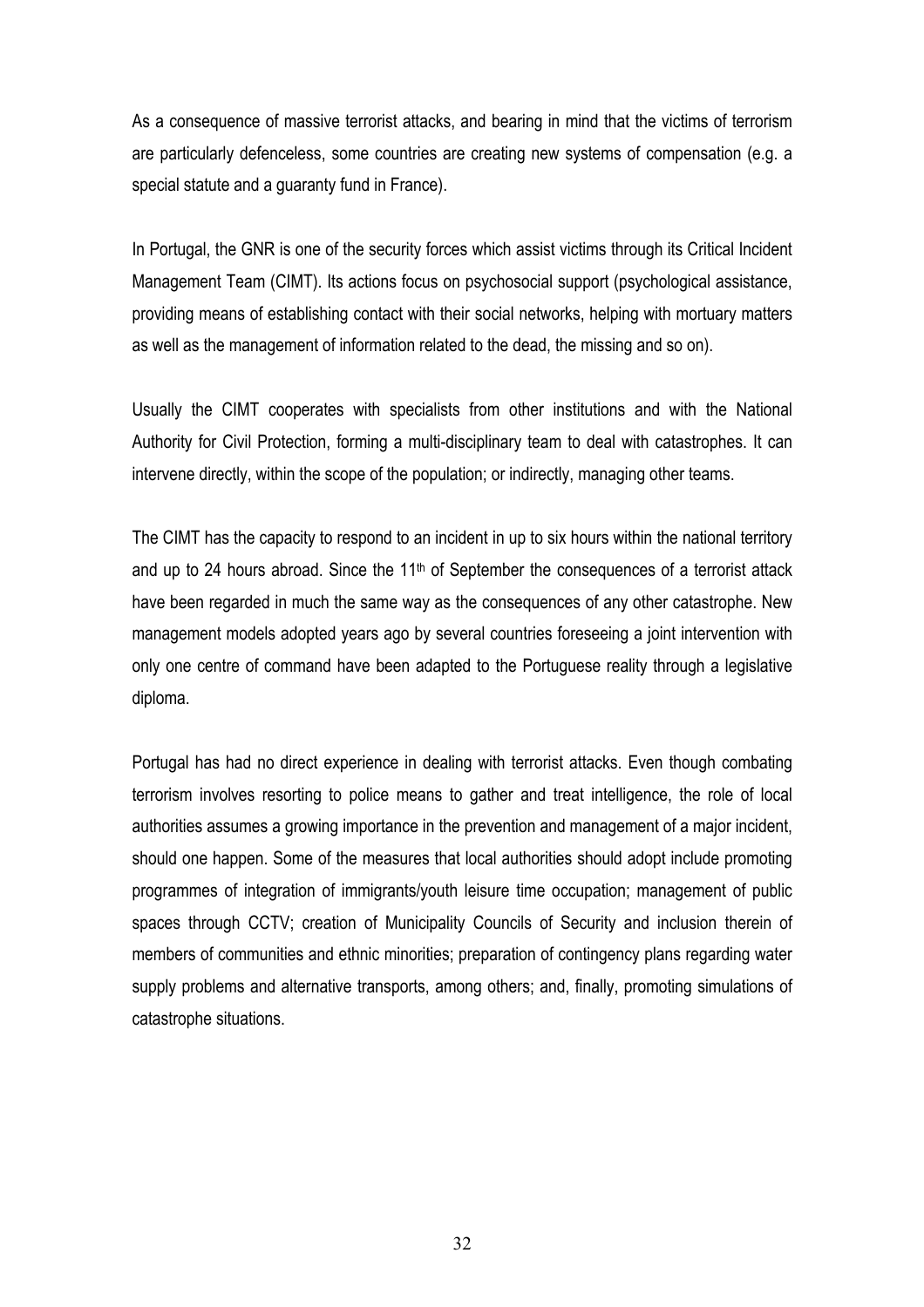As a consequence of massive terrorist attacks, and bearing in mind that the victims of terrorism are particularly defenceless, some countries are creating new systems of compensation (e.g. a special statute and a guaranty fund in France).

In Portugal, the GNR is one of the security forces which assist victims through its Critical Incident Management Team (CIMT). Its actions focus on psychosocial support (psychological assistance, providing means of establishing contact with their social networks, helping with mortuary matters as well as the management of information related to the dead, the missing and so on).

Usually the CIMT cooperates with specialists from other institutions and with the National Authority for Civil Protection, forming a multi-disciplinary team to deal with catastrophes. It can intervene directly, within the scope of the population; or indirectly, managing other teams.

The CIMT has the capacity to respond to an incident in up to six hours within the national territory and up to 24 hours abroad. Since the 11th of September the consequences of a terrorist attack have been regarded in much the same way as the consequences of any other catastrophe. New management models adopted years ago by several countries foreseeing a joint intervention with only one centre of command have been adapted to the Portuguese reality through a legislative diploma.

Portugal has had no direct experience in dealing with terrorist attacks. Even though combating terrorism involves resorting to police means to gather and treat intelligence, the role of local authorities assumes a growing importance in the prevention and management of a major incident, should one happen. Some of the measures that local authorities should adopt include promoting programmes of integration of immigrants/youth leisure time occupation; management of public spaces through CCTV; creation of Municipality Councils of Security and inclusion therein of members of communities and ethnic minorities; preparation of contingency plans regarding water supply problems and alternative transports, among others; and, finally, promoting simulations of catastrophe situations.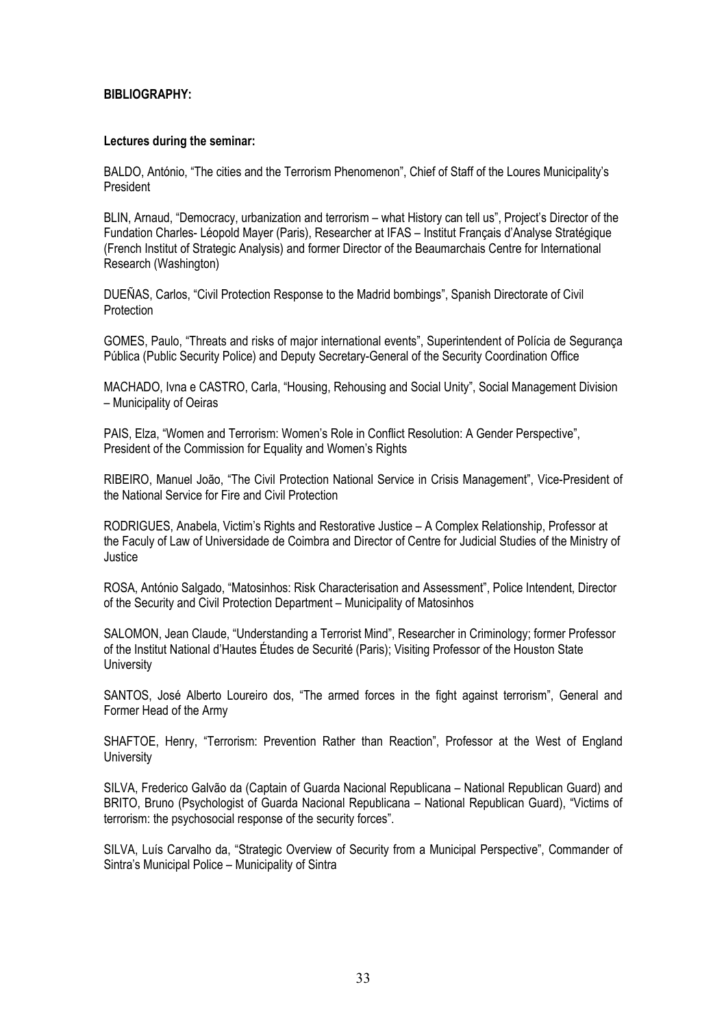**BIBLIOGRAPHY:**

**Lectures during the seminar:**

BALDO, António, “The cities and the Terrorism Phenomenon”, Chief of Staff of the Loures Municipality’s President

BLIN, Arnaud, “Democracy, urbanization and terrorism – what History can tell us”, Project’s Director of the Fundation Charles- Léopold Mayer (Paris), Researcher at IFAS – Institut Français d’Analyse Stratégique (French Institut of Strategic Analysis) and former Director of the Beaumarchais Centre for International Research (Washington)

DUEÑAS, Carlos, “Civil Protection Response to the Madrid bombings”, Spanish Directorate of Civil Protection

GOMES, Paulo, “Threats and risks of major international events”, Superintendent of Polícia de Segurança Pública (Public Security Police) and Deputy Secretary-General of the Security Coordination Office

MACHADO, Ivna e CASTRO, Carla, “Housing, Rehousing and Social Unity”, Social Management Division – Municipality of Oeiras

PAIS, Elza, “Women and Terrorism: Women’s Role in Conflict Resolution: A Gender Perspective”, President of the Commission for Equality and Women’s Rights

RIBEIRO, Manuel João, “The Civil Protection National Service in Crisis Management”, Vice-President of the National Service for Fire and Civil Protection

RODRIGUES, Anabela, Victim’s Rights and Restorative Justice – A Complex Relationship, Professor at the Faculy of Law of Universidade de Coimbra and Director of Centre for Judicial Studies of the Ministry of Justice

ROSA, António Salgado, “Matosinhos: Risk Characterisation and Assessment”, Police Intendent, Director of the Security and Civil Protection Department – Municipality of Matosinhos

SALOMON, Jean Claude, “Understanding a Terrorist Mind”, Researcher in Criminology; former Professor of the Institut National d’Hautes Études de Securité (Paris); Visiting Professor of the Houston State University

SANTOS, José Alberto Loureiro dos, “The armed forces in the fight against terrorism”, General and Former Head of the Army

SHAFTOE, Henry, “Terrorism: Prevention Rather than Reaction”, Professor at the West of England University

SILVA, Frederico Galvão da (Captain of Guarda Nacional Republicana – National Republican Guard) and BRITO, Bruno (Psychologist of Guarda Nacional Republicana – National Republican Guard), “Victims of terrorism: the psychosocial response of the security forces”.

SILVA, Luís Carvalho da, “Strategic Overview of Security from a Municipal Perspective”, Commander of Sintra’s Municipal Police – Municipality of Sintra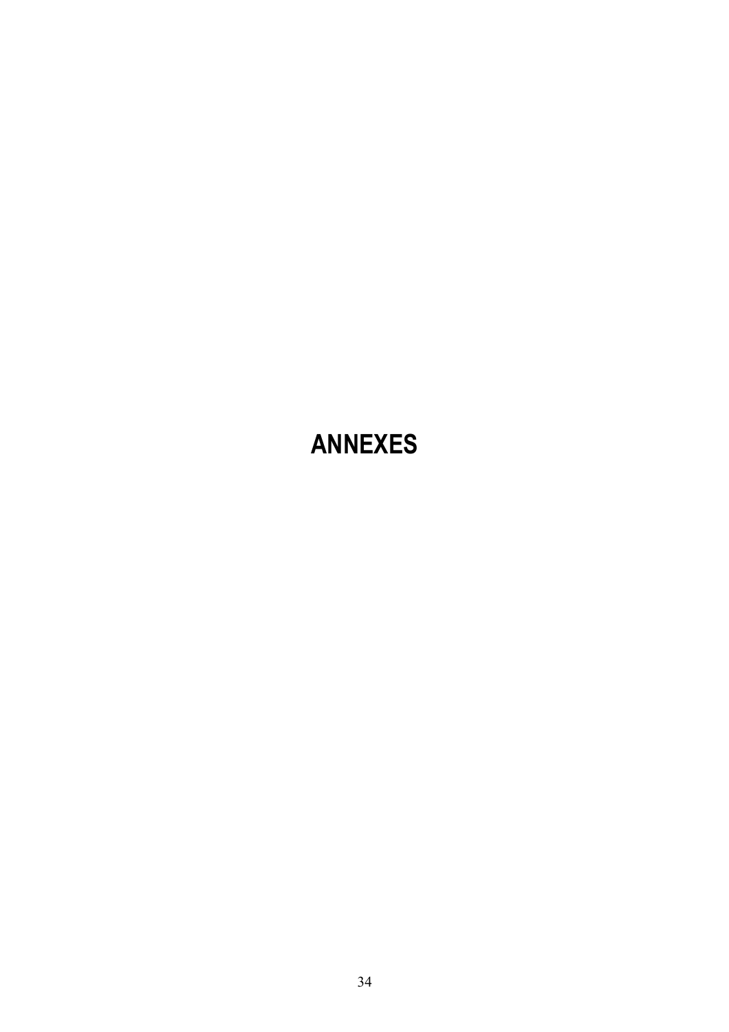# ANNEXES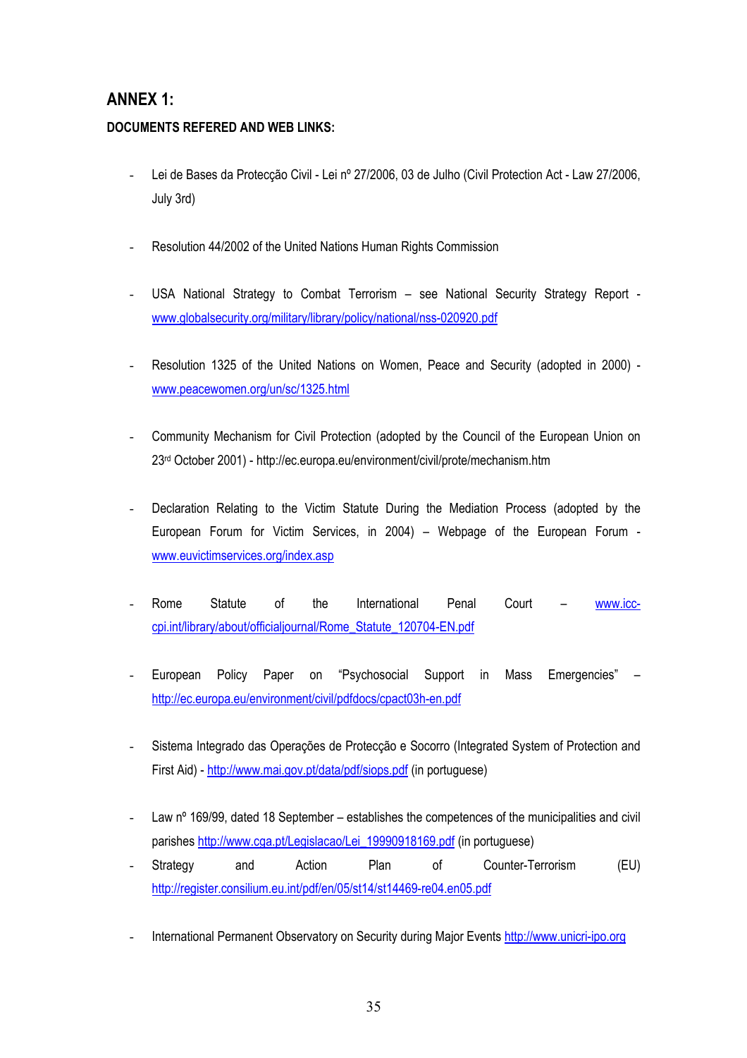# ANNEX 1:

**DOCUMENTS REFERED AND WEB LINKS:**

- Lei de Bases da Protecção Civil - Lei nº 27/2006, 03 de Julho (Civil Protection Act - Law 27/2006, July 3rd)

- Resolution 44/2002 of the United Nations Human Rights Commission

- USA National Strategy to Combat Terrorism – see National Security Strategy Report - www.globalsecurity.org/military/library/policy/national/nss-020920.pdf

- Resolution 1325 of the United Nations on Women, Peace and Security (adopted in 2000) - www.peacewomen.org/un/sc/1325.html

- Community Mechanism for Civil Protection (adopted by the Council of the European Union on 23rd October 2001) - http://ec.europa.eu/environment/civil/prote/mechanism.htm

- Declaration Relating to the Victim Statute During the Mediation Process (adopted by the European Forum for Victim Services, in 2004) – Webpage of the European Forum - www.euvictimservices.org/index.asp

- Rome Statute of the International Penal Court – www.icc-cpi.int/library/about/officialjournal/Rome_Statute_120704-EN.pdf

- European Policy Paper on "Psychosocial Support in Mass Emergencies" – http://ec.europa.eu/environment/civil/pdfdocs/cpact03h-en.pdf

- Sistema Integrado das Operações de Protecção e Socorro (Integrated System of Protection and First Aid) - http://www.mai.gov.pt/data/pdf/siops.pdf (in portuguese)

- Law nº 169/99, dated 18 September – establishes the competences of the municipalities and civil parishes http://www.cga.pt/Legislacao/Lei_19990918169.pdf (in portuguese)
- Strategy and Action Plan of Counter-Terrorism (EU) http://register.consilium.eu.int/pdf/en/05/st14/st14469-re04.en05.pdf

- International Permanent Observatory on Security during Major Events http://www.unicri-ipo.org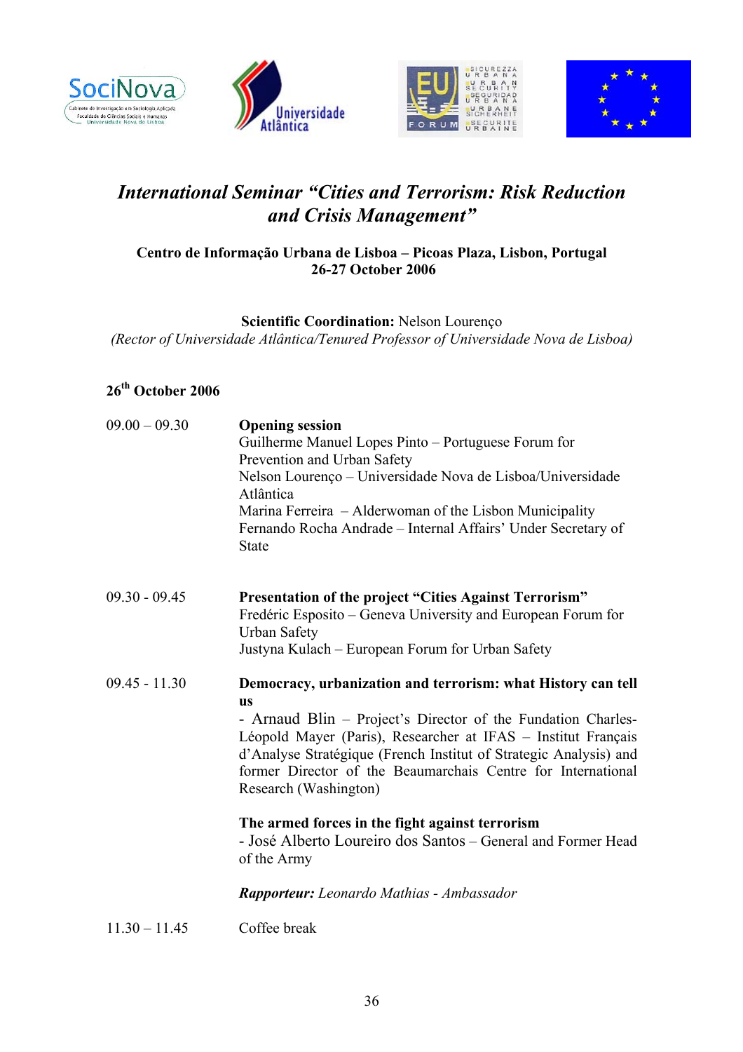# *International Seminar "Cities and Terrorism: Risk Reduction and Crisis Management"*

**Centro de Informação Urbana de Lisboa – Picoas Plaza, Lisbon, Portugal**
**26-27 October 2006**

**Scientific Coordination:** Nelson Lourenço
*(Rector of Universidade Atlântica/Tenured Professor of Universidade Nova de Lisboa)*

## 26th October 2006

09.00 – 09.30 **Opening session**
Guilherme Manuel Lopes Pinto – Portuguese Forum for Prevention and Urban Safety
Nelson Lourenço – Universidade Nova de Lisboa/Universidade Atlântica
Marina Ferreira – Alderwoman of the Lisbon Municipality
Fernando Rocha Andrade – Internal Affairs' Under Secretary of State

09.30 - 09.45 **Presentation of the project "Cities Against Terrorism"**
Fredéric Esposito – Geneva University and European Forum for Urban Safety
Justyna Kulach – European Forum for Urban Safety

09.45 - 11.30 **Democracy, urbanization and terrorism: what History can tell us**
- Arnaud Blin – Project's Director of the Fundation Charles-Léopold Mayer (Paris), Researcher at IFAS – Institut Français d'Analyse Stratégique (French Institut of Strategic Analysis) and former Director of the Beaumarchais Centre for International Research (Washington)

**The armed forces in the fight against terrorism**
- José Alberto Loureiro dos Santos – General and Former Head of the Army

***Rapporteur:*** *Leonardo Mathias - Ambassador*

11.30 – 11.45 Coffee break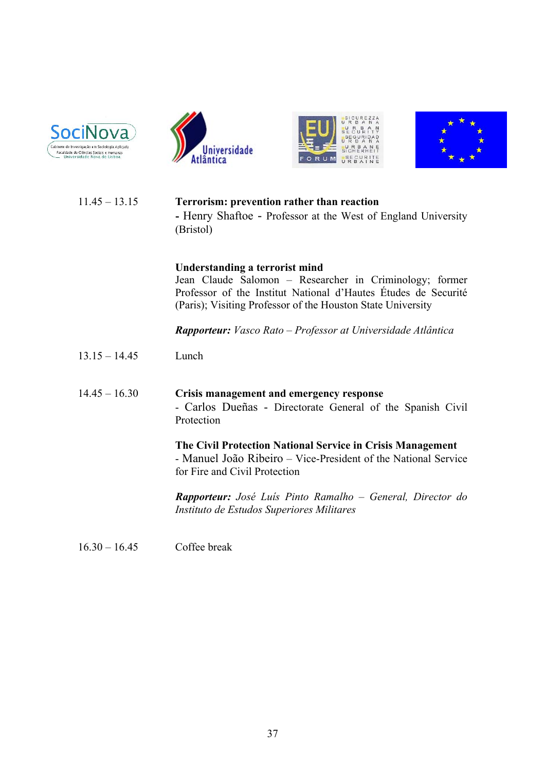| | |
|---|---|
| 11.45 – 13.15 | **Terrorism: prevention rather than reaction**<br>- Henry Shaftoe - Professor at the West of England University (Bristol) |
| | **Understanding a terrorist mind**<br>Jean Claude Salomon – Researcher in Criminology; former Professor of the Institut National d'Hautes Études de Securité (Paris); Visiting Professor of the Houston State University |
| | ***Rapporteur:*** *Vasco Rato – Professor at Universidade Atlântica* |
| 13.15 – 14.45 | Lunch |
| 14.45 – 16.30 | **Crisis management and emergency response**<br>- Carlos Dueñas - Directorate General of the Spanish Civil Protection |
| | **The Civil Protection National Service in Crisis Management**<br>- Manuel João Ribeiro – Vice-President of the National Service for Fire and Civil Protection |
| | ***Rapporteur:*** *José Luís Pinto Ramalho – General, Director do Instituto de Estudos Superiores Militares* |
| 16.30 – 16.45 | Coffee break |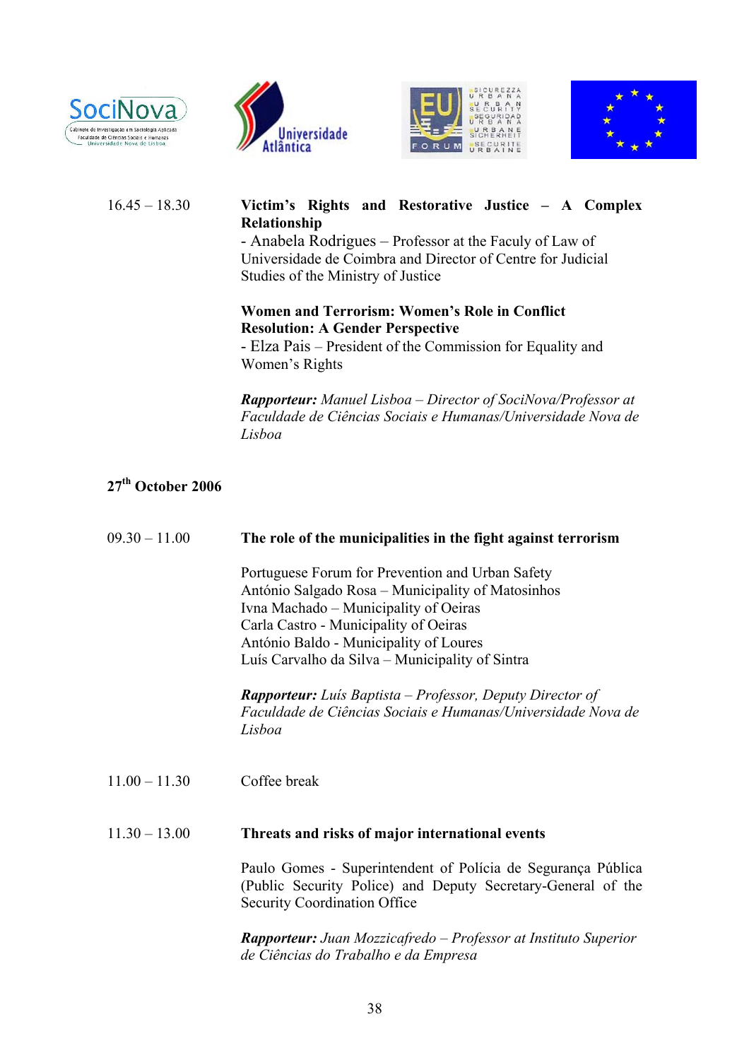16.45 – 18.30 **Victim's Rights and Restorative Justice – A Complex Relationship**

- Anabela Rodrigues – Professor at the Faculy of Law of Universidade de Coimbra and Director of Centre for Judicial Studies of the Ministry of Justice

**Women and Terrorism: Women's Role in Conflict Resolution: A Gender Perspective**

- Elza Pais – President of the Commission for Equality and Women's Rights

***Rapporteur:*** *Manuel Lisboa – Director of SociNova/Professor at Faculdade de Ciências Sociais e Humanas/Universidade Nova de Lisboa*

**27th October 2006**

09.30 – 11.00 **The role of the municipalities in the fight against terrorism**

Portuguese Forum for Prevention and Urban Safety
António Salgado Rosa – Municipality of Matosinhos
Ivna Machado – Municipality of Oeiras
Carla Castro - Municipality of Oeiras
António Baldo - Municipality of Loures
Luís Carvalho da Silva – Municipality of Sintra

***Rapporteur:*** *Luís Baptista – Professor, Deputy Director of Faculdade de Ciências Sociais e Humanas/Universidade Nova de Lisboa*

11.00 – 11.30 Coffee break

11.30 – 13.00 **Threats and risks of major international events**

Paulo Gomes - Superintendent of Polícia de Segurança Pública (Public Security Police) and Deputy Secretary-General of the Security Coordination Office

***Rapporteur:*** *Juan Mozzicafredo – Professor at Instituto Superior de Ciências do Trabalho e da Empresa*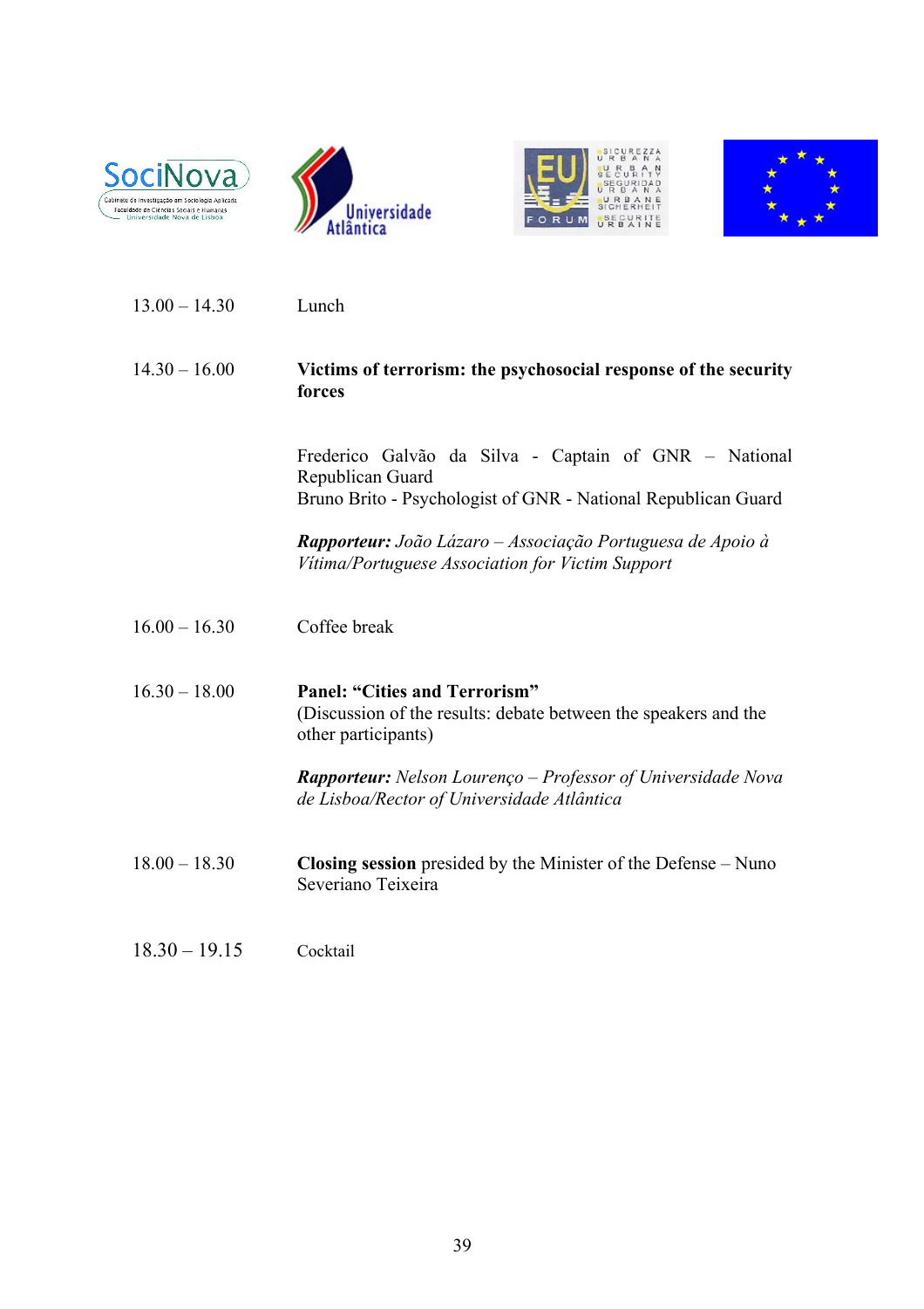| | |
|---|---|
| 13.00 – 14.30 | Lunch |
| 14.30 – 16.00 | **Victims of terrorism: the psychosocial response of the security forces**<br><br>Frederico Galvão da Silva - Captain of GNR – National Republican Guard<br>Bruno Brito - Psychologist of GNR - National Republican Guard<br><br>***Rapporteur:*** *João Lázaro – Associação Portuguesa de Apoio à Vítima/Portuguese Association for Victim Support* |
| 16.00 – 16.30 | Coffee break |
| 16.30 – 18.00 | **Panel: "Cities and Terrorism"**<br>(Discussion of the results: debate between the speakers and the other participants)<br><br>***Rapporteur:*** *Nelson Lourenço – Professor of Universidade Nova de Lisboa/Rector of Universidade Atlântica* |
| 18.00 – 18.30 | **Closing session** presided by the Minister of the Defense – Nuno Severiano Teixeira |
| 18.30 – 19.15 | Cocktail |